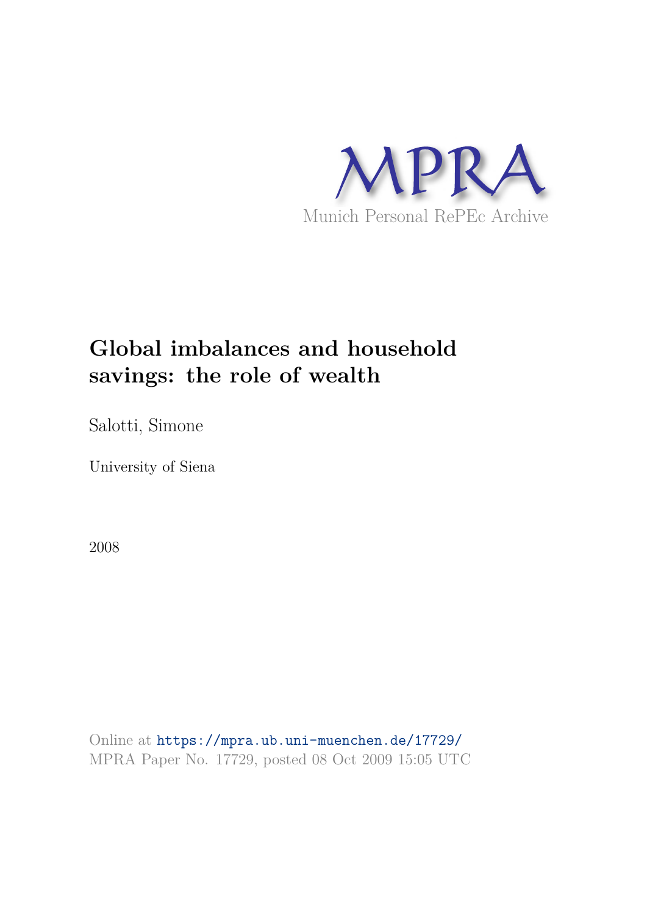MPRA

Munich Personal RePEc Archive

# Global imbalances and household savings: the role of wealth

Salotti, Simone

University of Siena

2008

Online at https://mpra.ub.uni-muenchen.de/17729/
MPRA Paper No. 17729, posted 08 Oct 2009 15:05 UTC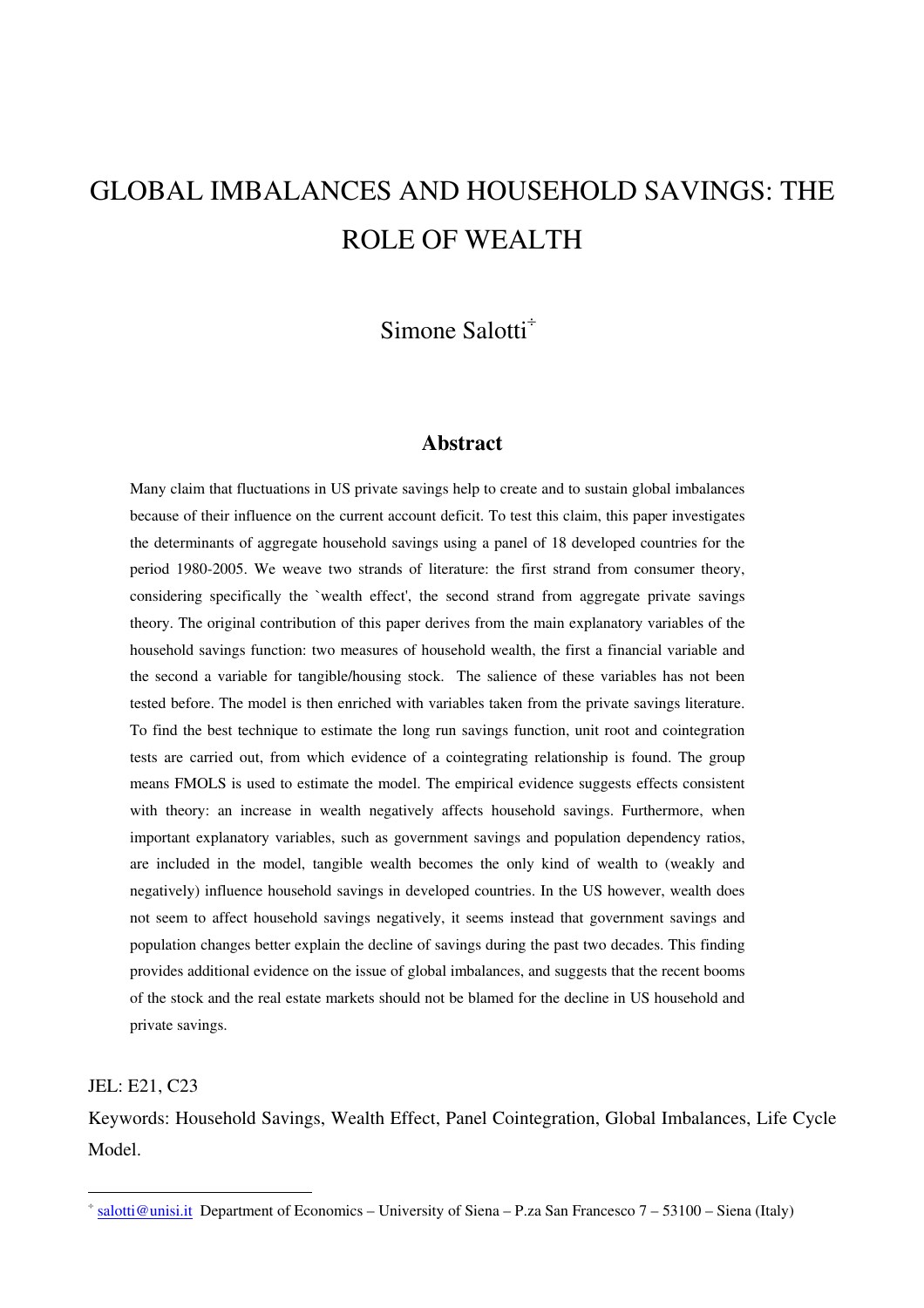# GLOBAL IMBALANCES AND HOUSEHOLD SAVINGS: THE ROLE OF WEALTH

Simone Salotti[*]

## Abstract

Many claim that fluctuations in US private savings help to create and to sustain global imbalances because of their influence on the current account deficit. To test this claim, this paper investigates the determinants of aggregate household savings using a panel of 18 developed countries for the period 1980-2005. We weave two strands of literature: the first strand from consumer theory, considering specifically the `wealth effect', the second strand from aggregate private savings theory. The original contribution of this paper derives from the main explanatory variables of the household savings function: two measures of household wealth, the first a financial variable and the second a variable for tangible/housing stock. The salience of these variables has not been tested before. The model is then enriched with variables taken from the private savings literature. To find the best technique to estimate the long run savings function, unit root and cointegration tests are carried out, from which evidence of a cointegrating relationship is found. The group means FMOLS is used to estimate the model. The empirical evidence suggests effects consistent with theory: an increase in wealth negatively affects household savings. Furthermore, when important explanatory variables, such as government savings and population dependency ratios, are included in the model, tangible wealth becomes the only kind of wealth to (weakly and negatively) influence household savings in developed countries. In the US however, wealth does not seem to affect household savings negatively, it seems instead that government savings and population changes better explain the decline of savings during the past two decades. This finding provides additional evidence on the issue of global imbalances, and suggests that the recent booms of the stock and the real estate markets should not be blamed for the decline in US household and private savings.

JEL: E21, C23

Keywords: Household Savings, Wealth Effect, Panel Cointegration, Global Imbalances, Life Cycle Model.

---

[*] salotti@unisi.it Department of Economics – University of Siena – P.za San Francesco 7 – 53100 – Siena (Italy)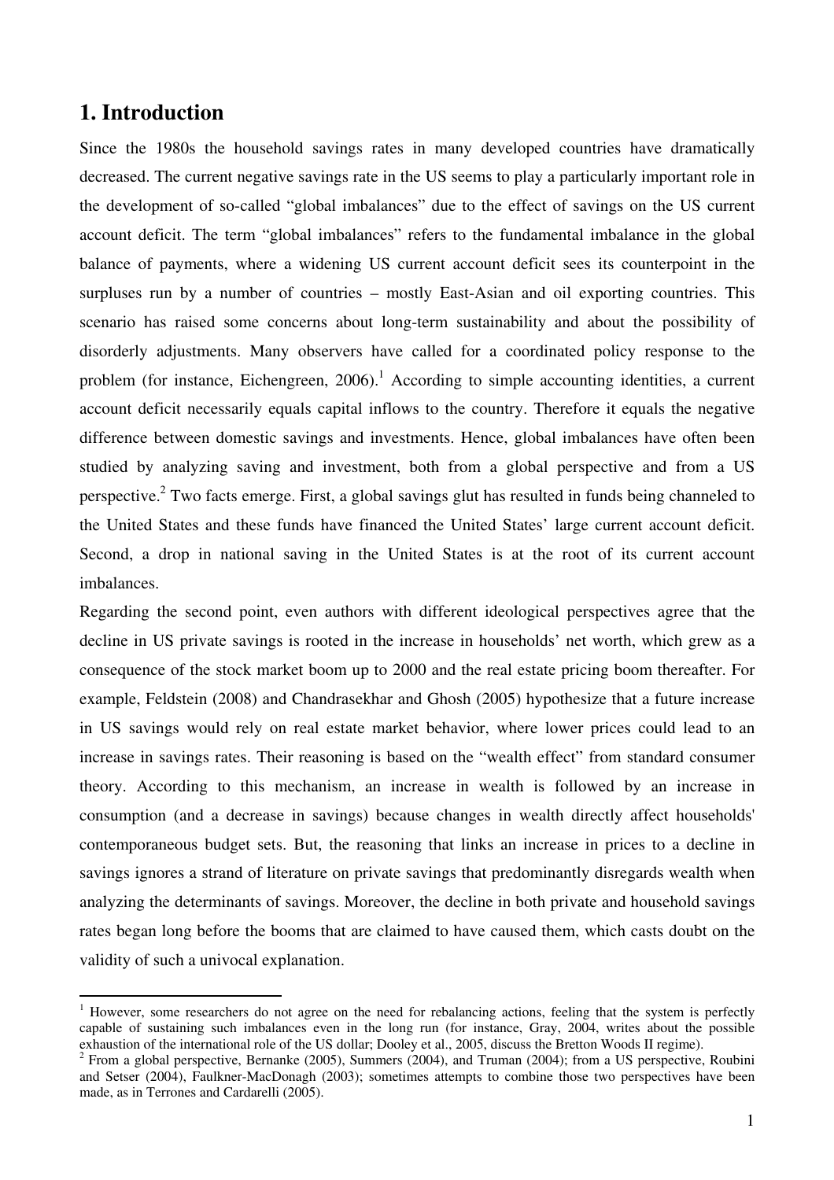# 1. Introduction

Since the 1980s the household savings rates in many developed countries have dramatically decreased. The current negative savings rate in the US seems to play a particularly important role in the development of so-called "global imbalances" due to the effect of savings on the US current account deficit. The term "global imbalances" refers to the fundamental imbalance in the global balance of payments, where a widening US current account deficit sees its counterpoint in the surpluses run by a number of countries – mostly East-Asian and oil exporting countries. This scenario has raised some concerns about long-term sustainability and about the possibility of disorderly adjustments. Many observers have called for a coordinated policy response to the problem (for instance, Eichengreen, 2006).[1] According to simple accounting identities, a current account deficit necessarily equals capital inflows to the country. Therefore it equals the negative difference between domestic savings and investments. Hence, global imbalances have often been studied by analyzing saving and investment, both from a global perspective and from a US perspective.[2] Two facts emerge. First, a global savings glut has resulted in funds being channeled to the United States and these funds have financed the United States' large current account deficit. Second, a drop in national saving in the United States is at the root of its current account imbalances.

Regarding the second point, even authors with different ideological perspectives agree that the decline in US private savings is rooted in the increase in households' net worth, which grew as a consequence of the stock market boom up to 2000 and the real estate pricing boom thereafter. For example, Feldstein (2008) and Chandrasekhar and Ghosh (2005) hypothesize that a future increase in US savings would rely on real estate market behavior, where lower prices could lead to an increase in savings rates. Their reasoning is based on the "wealth effect" from standard consumer theory. According to this mechanism, an increase in wealth is followed by an increase in consumption (and a decrease in savings) because changes in wealth directly affect households' contemporaneous budget sets. But, the reasoning that links an increase in prices to a decline in savings ignores a strand of literature on private savings that predominantly disregards wealth when analyzing the determinants of savings. Moreover, the decline in both private and household savings rates began long before the booms that are claimed to have caused them, which casts doubt on the validity of such a univocal explanation.

---

[1] However, some researchers do not agree on the need for rebalancing actions, feeling that the system is perfectly capable of sustaining such imbalances even in the long run (for instance, Gray, 2004, writes about the possible exhaustion of the international role of the US dollar; Dooley et al., 2005, discuss the Bretton Woods II regime).

[2] From a global perspective, Bernanke (2005), Summers (2004), and Truman (2004); from a US perspective, Roubini and Setser (2004), Faulkner-MacDonagh (2003); sometimes attempts to combine those two perspectives have been made, as in Terrones and Cardarelli (2005).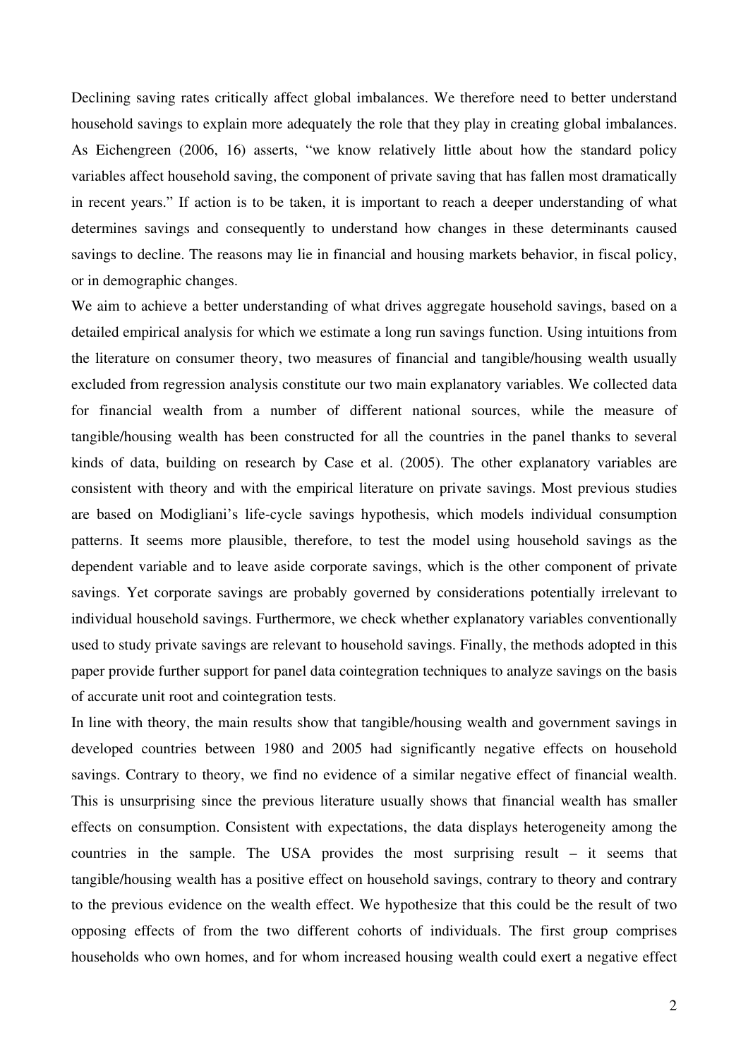Declining saving rates critically affect global imbalances. We therefore need to better understand household savings to explain more adequately the role that they play in creating global imbalances. As Eichengreen (2006, 16) asserts, "we know relatively little about how the standard policy variables affect household saving, the component of private saving that has fallen most dramatically in recent years." If action is to be taken, it is important to reach a deeper understanding of what determines savings and consequently to understand how changes in these determinants caused savings to decline. The reasons may lie in financial and housing markets behavior, in fiscal policy, or in demographic changes.

We aim to achieve a better understanding of what drives aggregate household savings, based on a detailed empirical analysis for which we estimate a long run savings function. Using intuitions from the literature on consumer theory, two measures of financial and tangible/housing wealth usually excluded from regression analysis constitute our two main explanatory variables. We collected data for financial wealth from a number of different national sources, while the measure of tangible/housing wealth has been constructed for all the countries in the panel thanks to several kinds of data, building on research by Case et al. (2005). The other explanatory variables are consistent with theory and with the empirical literature on private savings. Most previous studies are based on Modigliani's life-cycle savings hypothesis, which models individual consumption patterns. It seems more plausible, therefore, to test the model using household savings as the dependent variable and to leave aside corporate savings, which is the other component of private savings. Yet corporate savings are probably governed by considerations potentially irrelevant to individual household savings. Furthermore, we check whether explanatory variables conventionally used to study private savings are relevant to household savings. Finally, the methods adopted in this paper provide further support for panel data cointegration techniques to analyze savings on the basis of accurate unit root and cointegration tests.

In line with theory, the main results show that tangible/housing wealth and government savings in developed countries between 1980 and 2005 had significantly negative effects on household savings. Contrary to theory, we find no evidence of a similar negative effect of financial wealth. This is unsurprising since the previous literature usually shows that financial wealth has smaller effects on consumption. Consistent with expectations, the data displays heterogeneity among the countries in the sample. The USA provides the most surprising result – it seems that tangible/housing wealth has a positive effect on household savings, contrary to theory and contrary to the previous evidence on the wealth effect. We hypothesize that this could be the result of two opposing effects of from the two different cohorts of individuals. The first group comprises households who own homes, and for whom increased housing wealth could exert a negative effect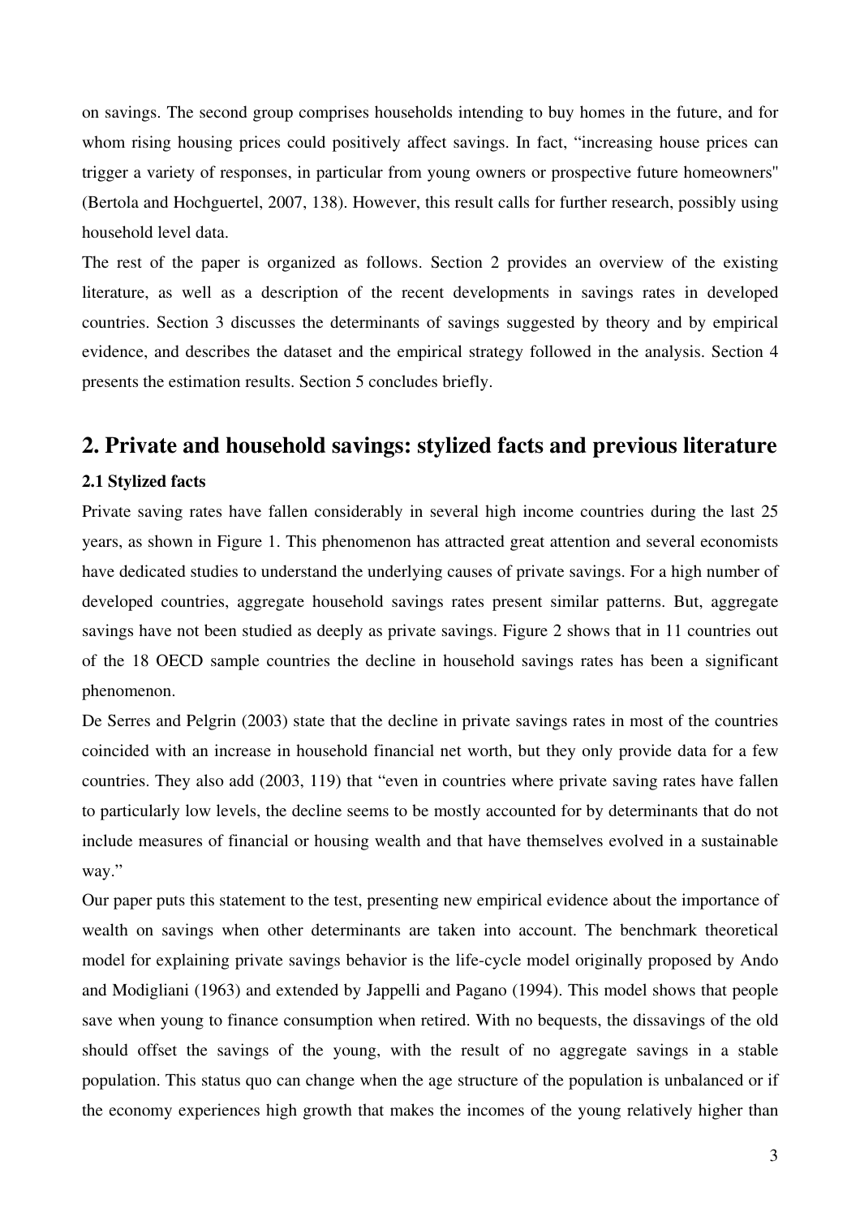on savings. The second group comprises households intending to buy homes in the future, and for whom rising housing prices could positively affect savings. In fact, "increasing house prices can trigger a variety of responses, in particular from young owners or prospective future homeowners" (Bertola and Hochguertel, 2007, 138). However, this result calls for further research, possibly using household level data.

The rest of the paper is organized as follows. Section 2 provides an overview of the existing literature, as well as a description of the recent developments in savings rates in developed countries. Section 3 discusses the determinants of savings suggested by theory and by empirical evidence, and describes the dataset and the empirical strategy followed in the analysis. Section 4 presents the estimation results. Section 5 concludes briefly.

## 2. Private and household savings: stylized facts and previous literature

### 2.1 Stylized facts

Private saving rates have fallen considerably in several high income countries during the last 25 years, as shown in Figure 1. This phenomenon has attracted great attention and several economists have dedicated studies to understand the underlying causes of private savings. For a high number of developed countries, aggregate household savings rates present similar patterns. But, aggregate savings have not been studied as deeply as private savings. Figure 2 shows that in 11 countries out of the 18 OECD sample countries the decline in household savings rates has been a significant phenomenon.

De Serres and Pelgrin (2003) state that the decline in private savings rates in most of the countries coincided with an increase in household financial net worth, but they only provide data for a few countries. They also add (2003, 119) that "even in countries where private saving rates have fallen to particularly low levels, the decline seems to be mostly accounted for by determinants that do not include measures of financial or housing wealth and that have themselves evolved in a sustainable way."

Our paper puts this statement to the test, presenting new empirical evidence about the importance of wealth on savings when other determinants are taken into account. The benchmark theoretical model for explaining private savings behavior is the life-cycle model originally proposed by Ando and Modigliani (1963) and extended by Jappelli and Pagano (1994). This model shows that people save when young to finance consumption when retired. With no bequests, the dissavings of the old should offset the savings of the young, with the result of no aggregate savings in a stable population. This status quo can change when the age structure of the population is unbalanced or if the economy experiences high growth that makes the incomes of the young relatively higher than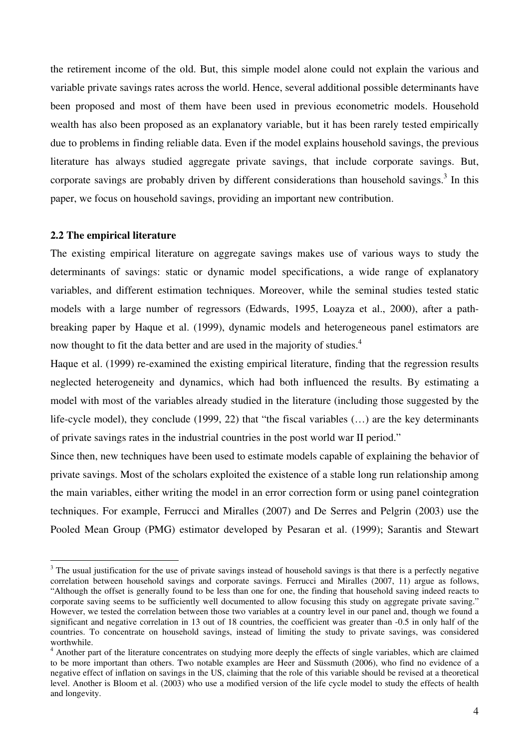the retirement income of the old. But, this simple model alone could not explain the various and variable private savings rates across the world. Hence, several additional possible determinants have been proposed and most of them have been used in previous econometric models. Household wealth has also been proposed as an explanatory variable, but it has been rarely tested empirically due to problems in finding reliable data. Even if the model explains household savings, the previous literature has always studied aggregate private savings, that include corporate savings. But, corporate savings are probably driven by different considerations than household savings.[3] In this paper, we focus on household savings, providing an important new contribution.

### 2.2 The empirical literature

The existing empirical literature on aggregate savings makes use of various ways to study the determinants of savings: static or dynamic model specifications, a wide range of explanatory variables, and different estimation techniques. Moreover, while the seminal studies tested static models with a large number of regressors (Edwards, 1995, Loayza et al., 2000), after a path-breaking paper by Haque et al. (1999), dynamic models and heterogeneous panel estimators are now thought to fit the data better and are used in the majority of studies.[4]

Haque et al. (1999) re-examined the existing empirical literature, finding that the regression results neglected heterogeneity and dynamics, which had both influenced the results. By estimating a model with most of the variables already studied in the literature (including those suggested by the life-cycle model), they conclude (1999, 22) that "the fiscal variables (…) are the key determinants of private savings rates in the industrial countries in the post world war II period."

Since then, new techniques have been used to estimate models capable of explaining the behavior of private savings. Most of the scholars exploited the existence of a stable long run relationship among the main variables, either writing the model in an error correction form or using panel cointegration techniques. For example, Ferrucci and Miralles (2007) and De Serres and Pelgrin (2003) use the Pooled Mean Group (PMG) estimator developed by Pesaran et al. (1999); Sarantis and Stewart

---

[3] The usual justification for the use of private savings instead of household savings is that there is a perfectly negative correlation between household savings and corporate savings. Ferrucci and Miralles (2007, 11) argue as follows, "Although the offset is generally found to be less than one for one, the finding that household saving indeed reacts to corporate saving seems to be sufficiently well documented to allow focusing this study on aggregate private saving." However, we tested the correlation between those two variables at a country level in our panel and, though we found a significant and negative correlation in 13 out of 18 countries, the coefficient was greater than -0.5 in only half of the countries. To concentrate on household savings, instead of limiting the study to private savings, was considered worthwhile.

[4] Another part of the literature concentrates on studying more deeply the effects of single variables, which are claimed to be more important than others. Two notable examples are Heer and Süssmuth (2006), who find no evidence of a negative effect of inflation on savings in the US, claiming that the role of this variable should be revised at a theoretical level. Another is Bloom et al. (2003) who use a modified version of the life cycle model to study the effects of health and longevity.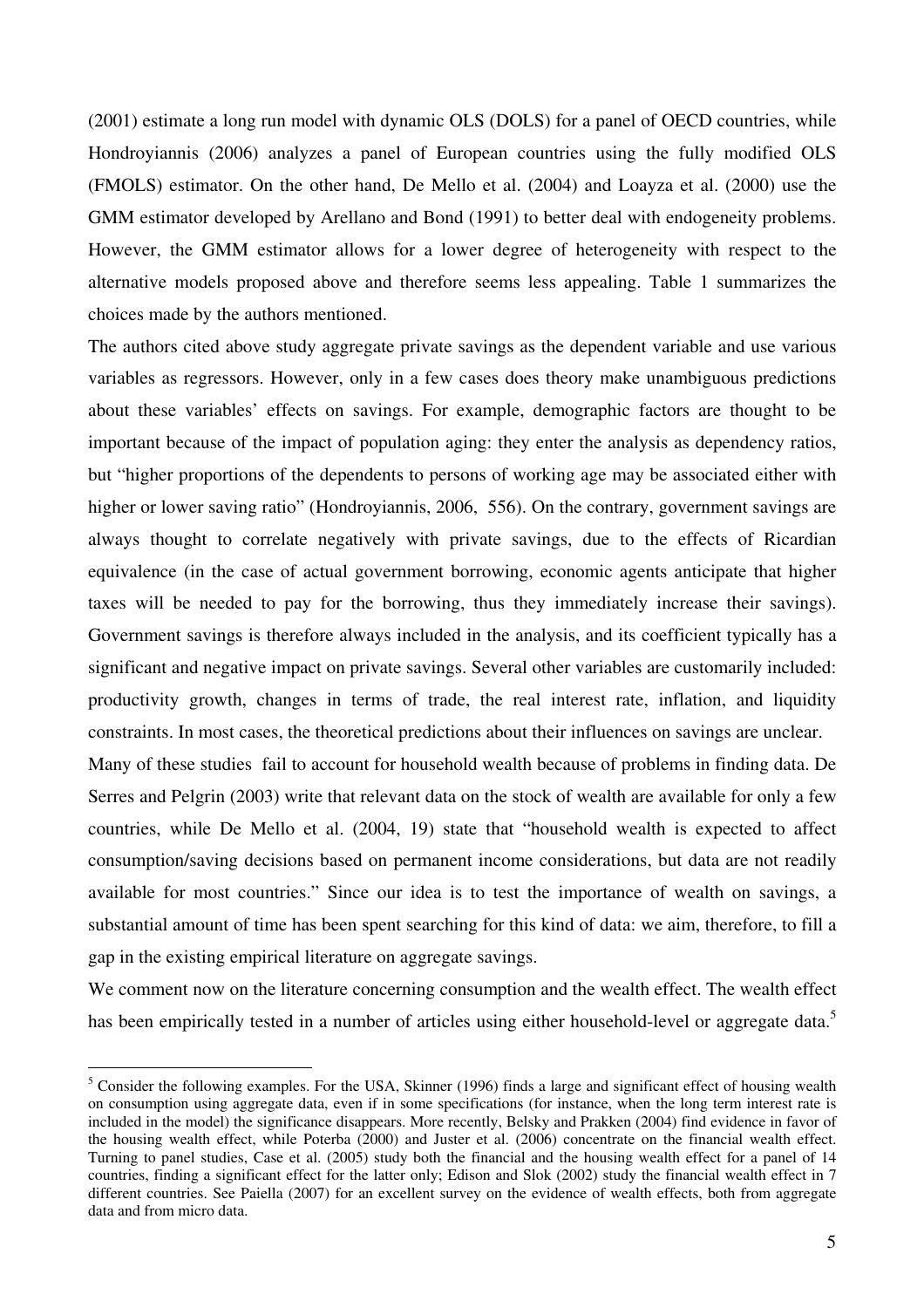(2001) estimate a long run model with dynamic OLS (DOLS) for a panel of OECD countries, while Hondroyiannis (2006) analyzes a panel of European countries using the fully modified OLS (FMOLS) estimator. On the other hand, De Mello et al. (2004) and Loayza et al. (2000) use the GMM estimator developed by Arellano and Bond (1991) to better deal with endogeneity problems. However, the GMM estimator allows for a lower degree of heterogeneity with respect to the alternative models proposed above and therefore seems less appealing. Table 1 summarizes the choices made by the authors mentioned.

The authors cited above study aggregate private savings as the dependent variable and use various variables as regressors. However, only in a few cases does theory make unambiguous predictions about these variables' effects on savings. For example, demographic factors are thought to be important because of the impact of population aging: they enter the analysis as dependency ratios, but "higher proportions of the dependents to persons of working age may be associated either with higher or lower saving ratio" (Hondroyiannis, 2006, 556). On the contrary, government savings are always thought to correlate negatively with private savings, due to the effects of Ricardian equivalence (in the case of actual government borrowing, economic agents anticipate that higher taxes will be needed to pay for the borrowing, thus they immediately increase their savings). Government savings is therefore always included in the analysis, and its coefficient typically has a significant and negative impact on private savings. Several other variables are customarily included: productivity growth, changes in terms of trade, the real interest rate, inflation, and liquidity constraints. In most cases, the theoretical predictions about their influences on savings are unclear.

Many of these studies fail to account for household wealth because of problems in finding data. De Serres and Pelgrin (2003) write that relevant data on the stock of wealth are available for only a few countries, while De Mello et al. (2004, 19) state that "household wealth is expected to affect consumption/saving decisions based on permanent income considerations, but data are not readily available for most countries." Since our idea is to test the importance of wealth on savings, a substantial amount of time has been spent searching for this kind of data: we aim, therefore, to fill a gap in the existing empirical literature on aggregate savings.

We comment now on the literature concerning consumption and the wealth effect. The wealth effect has been empirically tested in a number of articles using either household-level or aggregate data.[5]

[5] Consider the following examples. For the USA, Skinner (1996) finds a large and significant effect of housing wealth on consumption using aggregate data, even if in some specifications (for instance, when the long term interest rate is included in the model) the significance disappears. More recently, Belsky and Prakken (2004) find evidence in favor of the housing wealth effect, while Poterba (2000) and Juster et al. (2006) concentrate on the financial wealth effect. Turning to panel studies, Case et al. (2005) study both the financial and the housing wealth effect for a panel of 14 countries, finding a significant effect for the latter only; Edison and Slok (2002) study the financial wealth effect in 7 different countries. See Paiella (2007) for an excellent survey on the evidence of wealth effects, both from aggregate data and from micro data.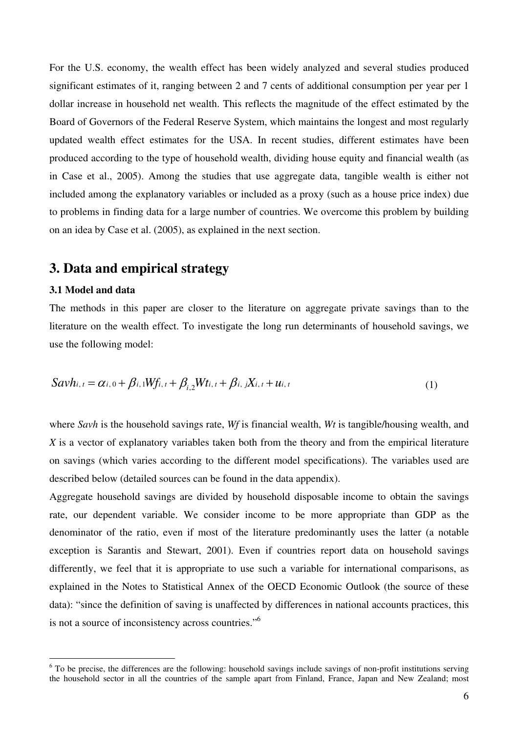For the U.S. economy, the wealth effect has been widely analyzed and several studies produced significant estimates of it, ranging between 2 and 7 cents of additional consumption per year per 1 dollar increase in household net wealth. This reflects the magnitude of the effect estimated by the Board of Governors of the Federal Reserve System, which maintains the longest and most regularly updated wealth effect estimates for the USA. In recent studies, different estimates have been produced according to the type of household wealth, dividing house equity and financial wealth (as in Case et al., 2005). Among the studies that use aggregate data, tangible wealth is either not included among the explanatory variables or included as a proxy (such as a house price index) due to problems in finding data for a large number of countries. We overcome this problem by building on an idea by Case et al. (2005), as explained in the next section.

## 3. Data and empirical strategy

### 3.1 Model and data

The methods in this paper are closer to the literature on aggregate private savings than to the literature on the wealth effect. To investigate the long run determinants of household savings, we use the following model:

$$Savh_{i,t} = \alpha_{i,0} + \beta_{i,1}Wf_{i,t} + \beta_{i,2}Wt_{i,t} + \beta_{i,j}X_{i,t} + u_{i,t} \tag{1}$$

where *Savh* is the household savings rate, *Wf* is financial wealth, *Wt* is tangible/housing wealth, and *X* is a vector of explanatory variables taken both from the theory and from the empirical literature on savings (which varies according to the different model specifications). The variables used are described below (detailed sources can be found in the data appendix).

Aggregate household savings are divided by household disposable income to obtain the savings rate, our dependent variable. We consider income to be more appropriate than GDP as the denominator of the ratio, even if most of the literature predominantly uses the latter (a notable exception is Sarantis and Stewart, 2001). Even if countries report data on household savings differently, we feel that it is appropriate to use such a variable for international comparisons, as explained in the Notes to Statistical Annex of the OECD Economic Outlook (the source of these data): "since the definition of saving is unaffected by differences in national accounts practices, this is not a source of inconsistency across countries."[6]

[6] To be precise, the differences are the following: household savings include savings of non-profit institutions serving the household sector in all the countries of the sample apart from Finland, France, Japan and New Zealand; most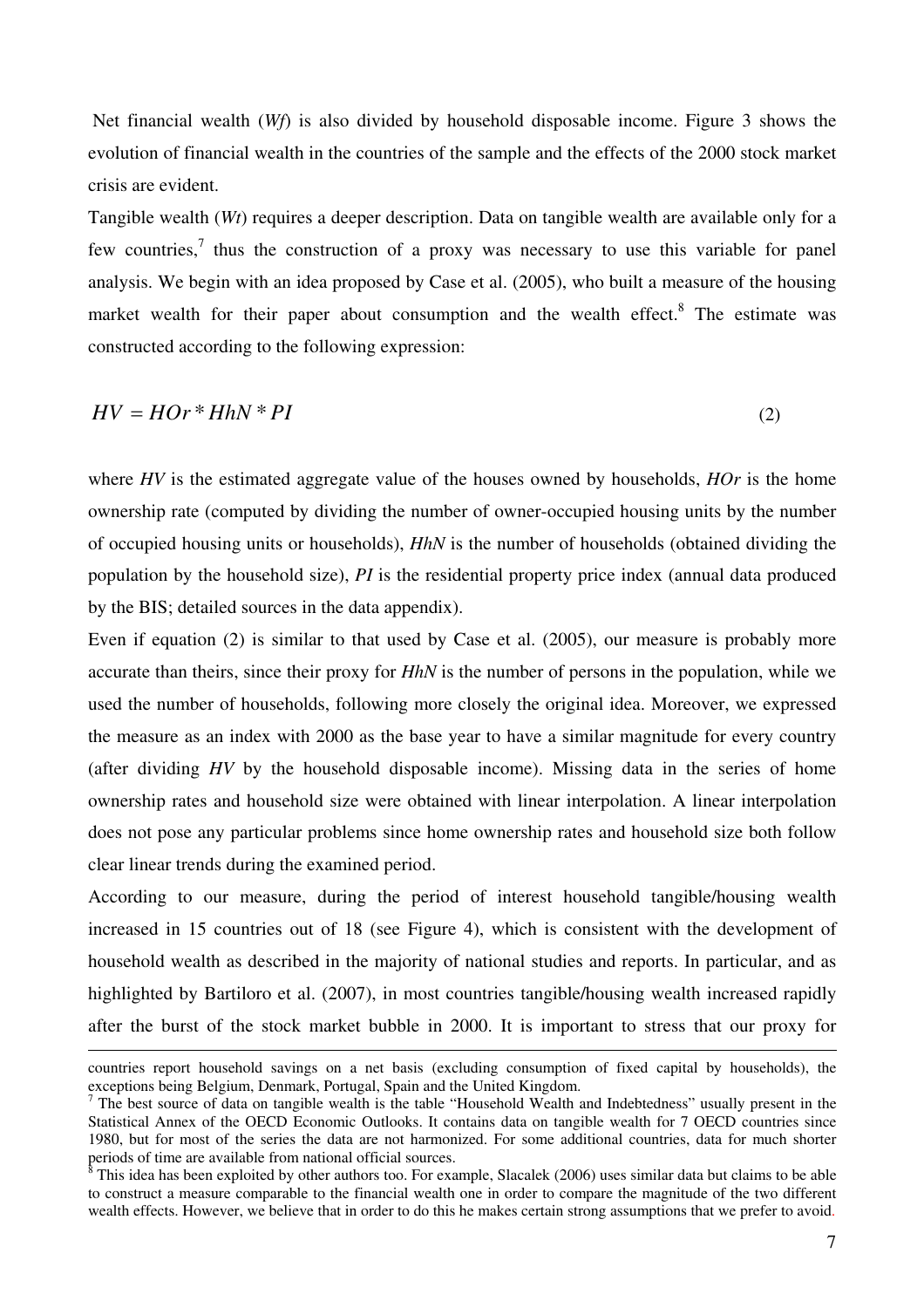Net financial wealth (*Wf*) is also divided by household disposable income. Figure 3 shows the evolution of financial wealth in the countries of the sample and the effects of the 2000 stock market crisis are evident.

Tangible wealth (*Wt*) requires a deeper description. Data on tangible wealth are available only for a few countries,[7] thus the construction of a proxy was necessary to use this variable for panel analysis. We begin with an idea proposed by Case et al. (2005), who built a measure of the housing market wealth for their paper about consumption and the wealth effect.[8] The estimate was constructed according to the following expression:

$$HV = HOr * HhN * PI \tag{2}$$

where *HV* is the estimated aggregate value of the houses owned by households, *HOr* is the home ownership rate (computed by dividing the number of owner-occupied housing units by the number of occupied housing units or households), *HhN* is the number of households (obtained dividing the population by the household size), *PI* is the residential property price index (annual data produced by the BIS; detailed sources in the data appendix).

Even if equation (2) is similar to that used by Case et al. (2005), our measure is probably more accurate than theirs, since their proxy for *HhN* is the number of persons in the population, while we used the number of households, following more closely the original idea. Moreover, we expressed the measure as an index with 2000 as the base year to have a similar magnitude for every country (after dividing *HV* by the household disposable income). Missing data in the series of home ownership rates and household size were obtained with linear interpolation. A linear interpolation does not pose any particular problems since home ownership rates and household size both follow clear linear trends during the examined period.

According to our measure, during the period of interest household tangible/housing wealth increased in 15 countries out of 18 (see Figure 4), which is consistent with the development of household wealth as described in the majority of national studies and reports. In particular, and as highlighted by Bartiloro et al. (2007), in most countries tangible/housing wealth increased rapidly after the burst of the stock market bubble in 2000. It is important to stress that our proxy for

---

countries report household savings on a net basis (excluding consumption of fixed capital by households), the exceptions being Belgium, Denmark, Portugal, Spain and the United Kingdom.

[7] The best source of data on tangible wealth is the table "Household Wealth and Indebtedness" usually present in the Statistical Annex of the OECD Economic Outlooks. It contains data on tangible wealth for 7 OECD countries since 1980, but for most of the series the data are not harmonized. For some additional countries, data for much shorter periods of time are available from national official sources.

[8] This idea has been exploited by other authors too. For example, Slacalek (2006) uses similar data but claims to be able to construct a measure comparable to the financial wealth one in order to compare the magnitude of the two different wealth effects. However, we believe that in order to do this he makes certain strong assumptions that we prefer to avoid.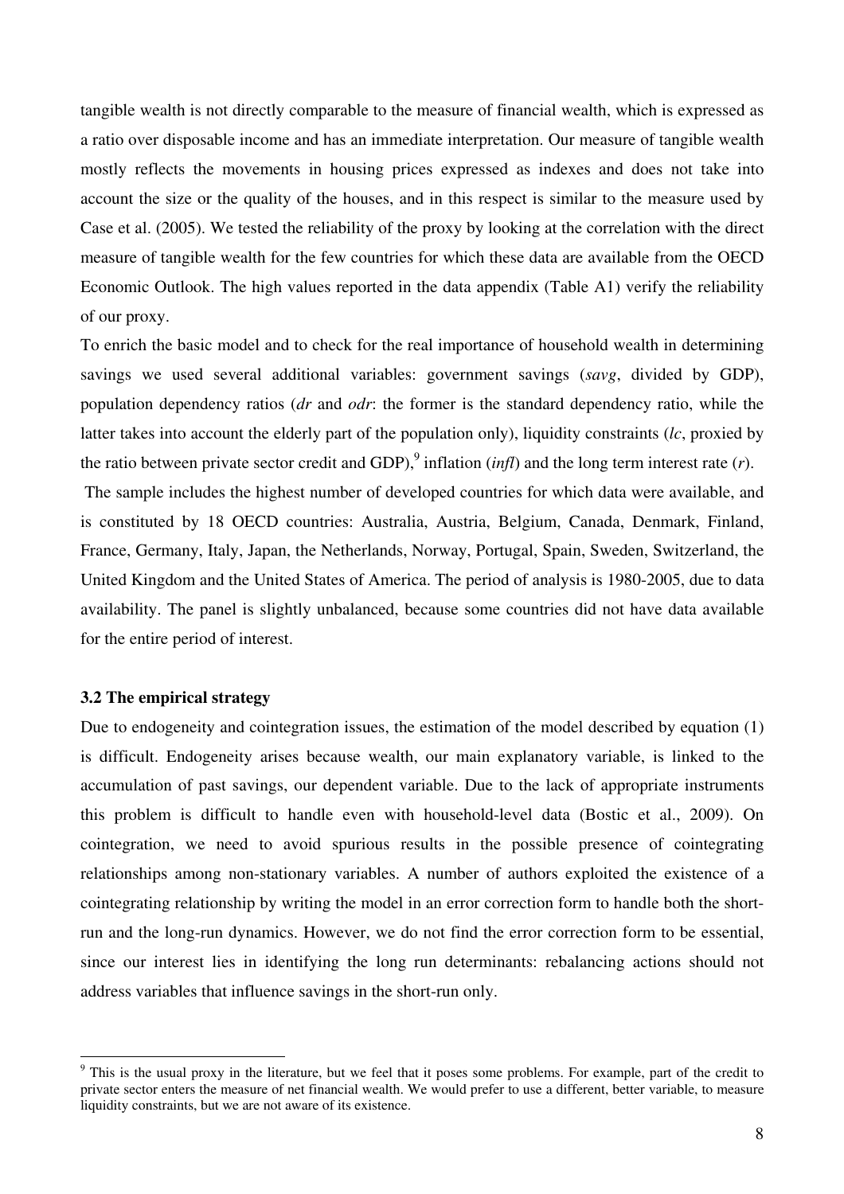tangible wealth is not directly comparable to the measure of financial wealth, which is expressed as a ratio over disposable income and has an immediate interpretation. Our measure of tangible wealth mostly reflects the movements in housing prices expressed as indexes and does not take into account the size or the quality of the houses, and in this respect is similar to the measure used by Case et al. (2005). We tested the reliability of the proxy by looking at the correlation with the direct measure of tangible wealth for the few countries for which these data are available from the OECD Economic Outlook. The high values reported in the data appendix (Table A1) verify the reliability of our proxy.

To enrich the basic model and to check for the real importance of household wealth in determining savings we used several additional variables: government savings (*savg*, divided by GDP), population dependency ratios (*dr* and *odr*: the former is the standard dependency ratio, while the latter takes into account the elderly part of the population only), liquidity constraints (*lc*, proxied by the ratio between private sector credit and GDP),[9] inflation (*infl*) and the long term interest rate (*r*).

The sample includes the highest number of developed countries for which data were available, and is constituted by 18 OECD countries: Australia, Austria, Belgium, Canada, Denmark, Finland, France, Germany, Italy, Japan, the Netherlands, Norway, Portugal, Spain, Sweden, Switzerland, the United Kingdom and the United States of America. The period of analysis is 1980-2005, due to data availability. The panel is slightly unbalanced, because some countries did not have data available for the entire period of interest.

### 3.2 The empirical strategy

Due to endogeneity and cointegration issues, the estimation of the model described by equation (1) is difficult. Endogeneity arises because wealth, our main explanatory variable, is linked to the accumulation of past savings, our dependent variable. Due to the lack of appropriate instruments this problem is difficult to handle even with household-level data (Bostic et al., 2009). On cointegration, we need to avoid spurious results in the possible presence of cointegrating relationships among non-stationary variables. A number of authors exploited the existence of a cointegrating relationship by writing the model in an error correction form to handle both the short-run and the long-run dynamics. However, we do not find the error correction form to be essential, since our interest lies in identifying the long run determinants: rebalancing actions should not address variables that influence savings in the short-run only.

[9] This is the usual proxy in the literature, but we feel that it poses some problems. For example, part of the credit to private sector enters the measure of net financial wealth. We would prefer to use a different, better variable, to measure liquidity constraints, but we are not aware of its existence.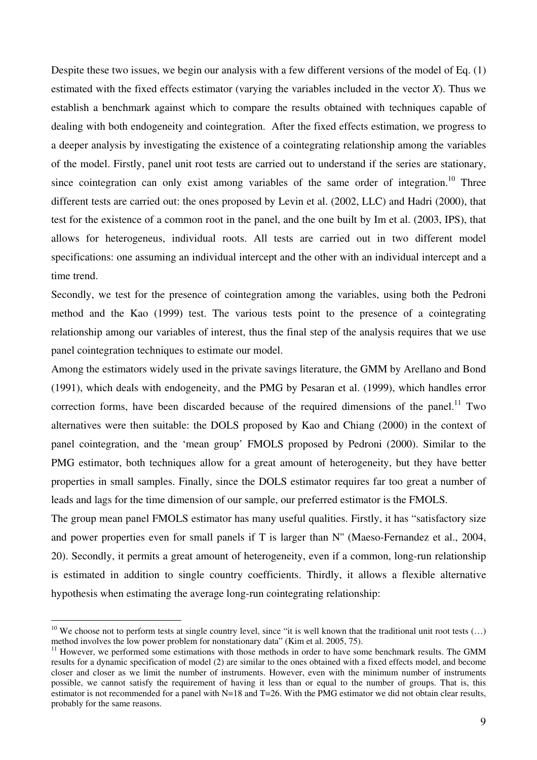Despite these two issues, we begin our analysis with a few different versions of the model of Eq. (1) estimated with the fixed effects estimator (varying the variables included in the vector $X$). Thus we establish a benchmark against which to compare the results obtained with techniques capable of dealing with both endogeneity and cointegration. After the fixed effects estimation, we progress to a deeper analysis by investigating the existence of a cointegrating relationship among the variables of the model. Firstly, panel unit root tests are carried out to understand if the series are stationary, since cointegration can only exist among variables of the same order of integration.[10] Three different tests are carried out: the ones proposed by Levin et al. (2002, LLC) and Hadri (2000), that test for the existence of a common root in the panel, and the one built by Im et al. (2003, IPS), that allows for heterogeneous, individual roots. All tests are carried out in two different model specifications: one assuming an individual intercept and the other with an individual intercept and a time trend.

Secondly, we test for the presence of cointegration among the variables, using both the Pedroni method and the Kao (1999) test. The various tests point to the presence of a cointegrating relationship among our variables of interest, thus the final step of the analysis requires that we use panel cointegration techniques to estimate our model.

Among the estimators widely used in the private savings literature, the GMM by Arellano and Bond (1991), which deals with endogeneity, and the PMG by Pesaran et al. (1999), which handles error correction forms, have been discarded because of the required dimensions of the panel.[11] Two alternatives were then suitable: the DOLS proposed by Kao and Chiang (2000) in the context of panel cointegration, and the 'mean group' FMOLS proposed by Pedroni (2000). Similar to the PMG estimator, both techniques allow for a great amount of heterogeneity, but they have better properties in small samples. Finally, since the DOLS estimator requires far too great a number of leads and lags for the time dimension of our sample, our preferred estimator is the FMOLS.

The group mean panel FMOLS estimator has many useful qualities. Firstly, it has "satisfactory size and power properties even for small panels if T is larger than N" (Maeso-Fernandez et al., 2004, 20). Secondly, it permits a great amount of heterogeneity, even if a common, long-run relationship is estimated in addition to single country coefficients. Thirdly, it allows a flexible alternative hypothesis when estimating the average long-run cointegrating relationship:

---

[10] We choose not to perform tests at single country level, since "it is well known that the traditional unit root tests (…) method involves the low power problem for nonstationary data" (Kim et al. 2005, 75).

[11] However, we performed some estimations with those methods in order to have some benchmark results. The GMM results for a dynamic specification of model (2) are similar to the ones obtained with a fixed effects model, and become closer and closer as we limit the number of instruments. However, even with the minimum number of instruments possible, we cannot satisfy the requirement of having it less than or equal to the number of groups. That is, this estimator is not recommended for a panel with N=18 and T=26. With the PMG estimator we did not obtain clear results, probably for the same reasons.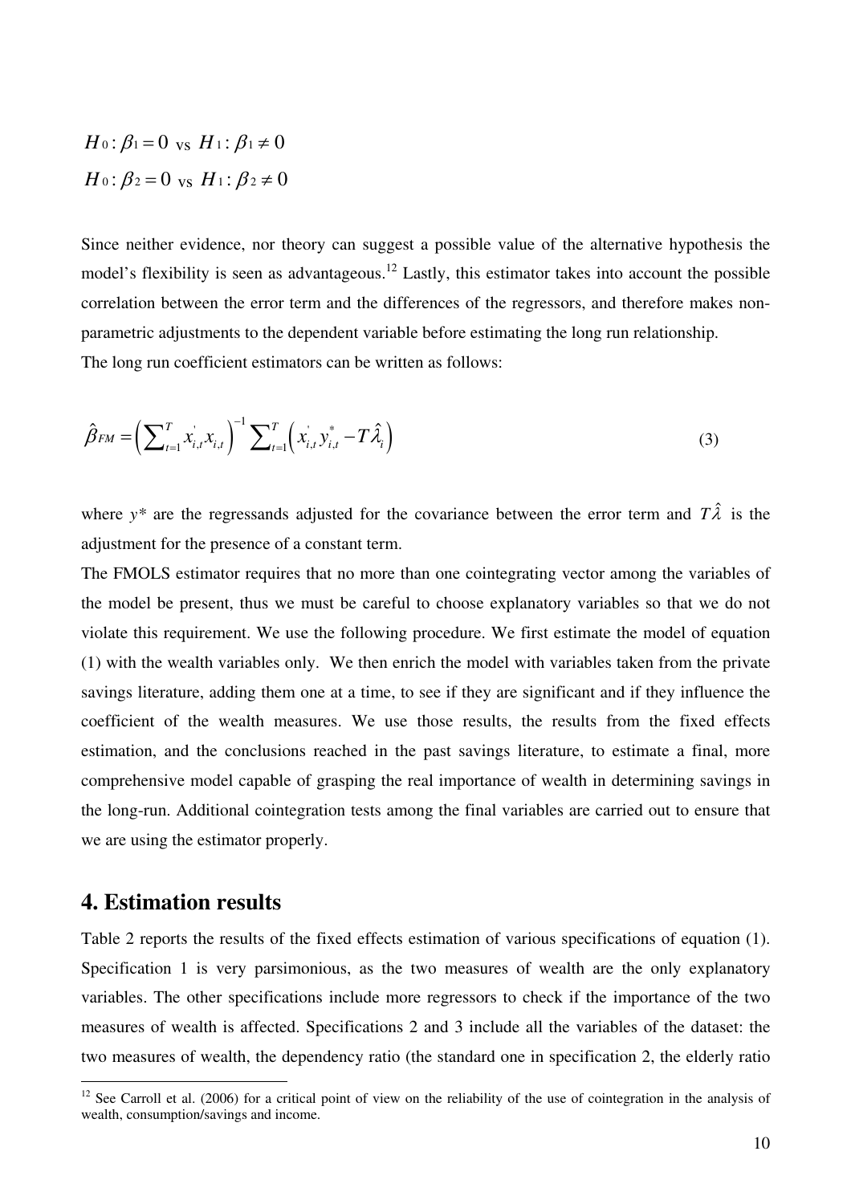$$H_0 : \beta_1 = 0 \text{ vs } H_1 : \beta_1 \neq 0$$

$$H_0 : \beta_2 = 0 \text{ vs } H_1 : \beta_2 \neq 0$$

Since neither evidence, nor theory can suggest a possible value of the alternative hypothesis the model's flexibility is seen as advantageous.[12] Lastly, this estimator takes into account the possible correlation between the error term and the differences of the regressors, and therefore makes non-parametric adjustments to the dependent variable before estimating the long run relationship.

The long run coefficient estimators can be written as follows:

$$\hat{\beta}_{FM} = \left( \sum_{t=1}^{T} x_{i,t}^{'} x_{i,t} \right)^{-1} \sum_{t=1}^{T} \left( x_{i,t}^{'} y_{i,t}^{*} - T\hat{\lambda}_{i} \right) \tag{3}$$

where $y^*$ are the regressands adjusted for the covariance between the error term and $T\hat{\lambda}$ is the adjustment for the presence of a constant term.

The FMOLS estimator requires that no more than one cointegrating vector among the variables of the model be present, thus we must be careful to choose explanatory variables so that we do not violate this requirement. We use the following procedure. We first estimate the model of equation (1) with the wealth variables only. We then enrich the model with variables taken from the private savings literature, adding them one at a time, to see if they are significant and if they influence the coefficient of the wealth measures. We use those results, the results from the fixed effects estimation, and the conclusions reached in the past savings literature, to estimate a final, more comprehensive model capable of grasping the real importance of wealth in determining savings in the long-run. Additional cointegration tests among the final variables are carried out to ensure that we are using the estimator properly.

## 4. Estimation results

Table 2 reports the results of the fixed effects estimation of various specifications of equation (1). Specification 1 is very parsimonious, as the two measures of wealth are the only explanatory variables. The other specifications include more regressors to check if the importance of the two measures of wealth is affected. Specifications 2 and 3 include all the variables of the dataset: the two measures of wealth, the dependency ratio (the standard one in specification 2, the elderly ratio

[12] See Carroll et al. (2006) for a critical point of view on the reliability of the use of cointegration in the analysis of wealth, consumption/savings and income.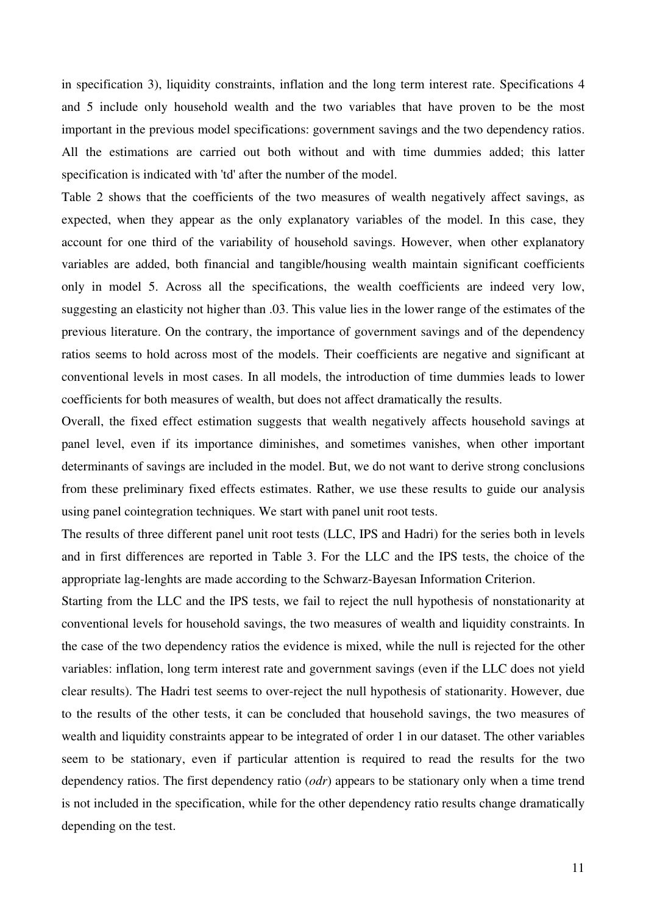in specification 3), liquidity constraints, inflation and the long term interest rate. Specifications 4 and 5 include only household wealth and the two variables that have proven to be the most important in the previous model specifications: government savings and the two dependency ratios. All the estimations are carried out both without and with time dummies added; this latter specification is indicated with 'td' after the number of the model.

Table 2 shows that the coefficients of the two measures of wealth negatively affect savings, as expected, when they appear as the only explanatory variables of the model. In this case, they account for one third of the variability of household savings. However, when other explanatory variables are added, both financial and tangible/housing wealth maintain significant coefficients only in model 5. Across all the specifications, the wealth coefficients are indeed very low, suggesting an elasticity not higher than .03. This value lies in the lower range of the estimates of the previous literature. On the contrary, the importance of government savings and of the dependency ratios seems to hold across most of the models. Their coefficients are negative and significant at conventional levels in most cases. In all models, the introduction of time dummies leads to lower coefficients for both measures of wealth, but does not affect dramatically the results.

Overall, the fixed effect estimation suggests that wealth negatively affects household savings at panel level, even if its importance diminishes, and sometimes vanishes, when other important determinants of savings are included in the model. But, we do not want to derive strong conclusions from these preliminary fixed effects estimates. Rather, we use these results to guide our analysis using panel cointegration techniques. We start with panel unit root tests.

The results of three different panel unit root tests (LLC, IPS and Hadri) for the series both in levels and in first differences are reported in Table 3. For the LLC and the IPS tests, the choice of the appropriate lag-lenghts are made according to the Schwarz-Bayesan Information Criterion.

Starting from the LLC and the IPS tests, we fail to reject the null hypothesis of nonstationarity at conventional levels for household savings, the two measures of wealth and liquidity constraints. In the case of the two dependency ratios the evidence is mixed, while the null is rejected for the other variables: inflation, long term interest rate and government savings (even if the LLC does not yield clear results). The Hadri test seems to over-reject the null hypothesis of stationarity. However, due to the results of the other tests, it can be concluded that household savings, the two measures of wealth and liquidity constraints appear to be integrated of order 1 in our dataset. The other variables seem to be stationary, even if particular attention is required to read the results for the two dependency ratios. The first dependency ratio (*odr*) appears to be stationary only when a time trend is not included in the specification, while for the other dependency ratio results change dramatically depending on the test.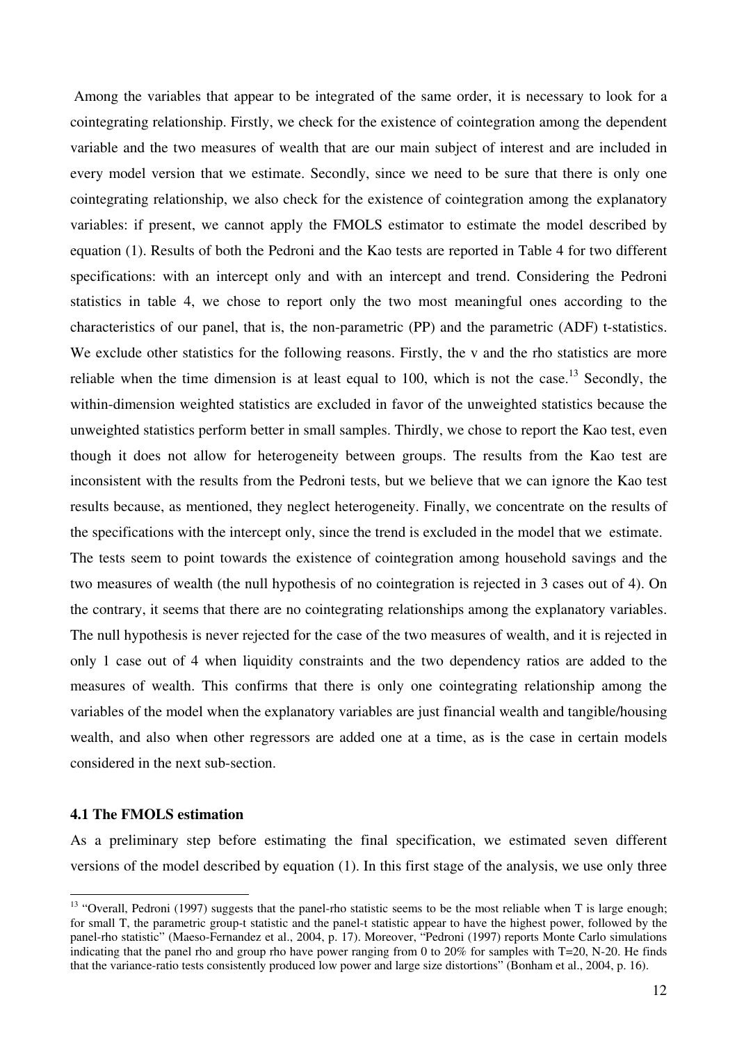Among the variables that appear to be integrated of the same order, it is necessary to look for a cointegrating relationship. Firstly, we check for the existence of cointegration among the dependent variable and the two measures of wealth that are our main subject of interest and are included in every model version that we estimate. Secondly, since we need to be sure that there is only one cointegrating relationship, we also check for the existence of cointegration among the explanatory variables: if present, we cannot apply the FMOLS estimator to estimate the model described by equation (1). Results of both the Pedroni and the Kao tests are reported in Table 4 for two different specifications: with an intercept only and with an intercept and trend. Considering the Pedroni statistics in table 4, we chose to report only the two most meaningful ones according to the characteristics of our panel, that is, the non-parametric (PP) and the parametric (ADF) t-statistics. We exclude other statistics for the following reasons. Firstly, the v and the rho statistics are more reliable when the time dimension is at least equal to 100, which is not the case.[13] Secondly, the within-dimension weighted statistics are excluded in favor of the unweighted statistics because the unweighted statistics perform better in small samples. Thirdly, we chose to report the Kao test, even though it does not allow for heterogeneity between groups. The results from the Kao test are inconsistent with the results from the Pedroni tests, but we believe that we can ignore the Kao test results because, as mentioned, they neglect heterogeneity. Finally, we concentrate on the results of the specifications with the intercept only, since the trend is excluded in the model that we estimate.

The tests seem to point towards the existence of cointegration among household savings and the two measures of wealth (the null hypothesis of no cointegration is rejected in 3 cases out of 4). On the contrary, it seems that there are no cointegrating relationships among the explanatory variables. The null hypothesis is never rejected for the case of the two measures of wealth, and it is rejected in only 1 case out of 4 when liquidity constraints and the two dependency ratios are added to the measures of wealth. This confirms that there is only one cointegrating relationship among the variables of the model when the explanatory variables are just financial wealth and tangible/housing wealth, and also when other regressors are added one at a time, as is the case in certain models considered in the next sub-section.

### 4.1 The FMOLS estimation

As a preliminary step before estimating the final specification, we estimated seven different versions of the model described by equation (1). In this first stage of the analysis, we use only three

[13] "Overall, Pedroni (1997) suggests that the panel-rho statistic seems to be the most reliable when T is large enough; for small T, the parametric group-t statistic and the panel-t statistic appear to have the highest power, followed by the panel-rho statistic" (Maeso-Fernandez et al., 2004, p. 17). Moreover, "Pedroni (1997) reports Monte Carlo simulations indicating that the panel rho and group rho have power ranging from 0 to 20% for samples with T=20, N-20. He finds that the variance-ratio tests consistently produced low power and large size distortions" (Bonham et al., 2004, p. 16).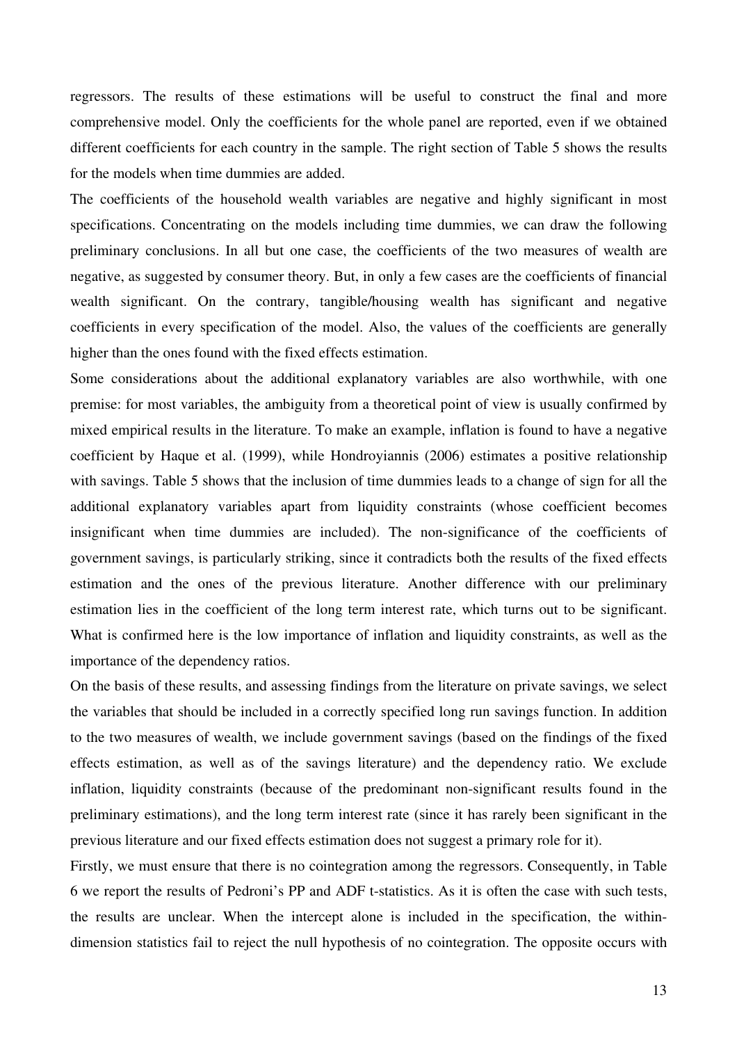regressors. The results of these estimations will be useful to construct the final and more comprehensive model. Only the coefficients for the whole panel are reported, even if we obtained different coefficients for each country in the sample. The right section of Table 5 shows the results for the models when time dummies are added.

The coefficients of the household wealth variables are negative and highly significant in most specifications. Concentrating on the models including time dummies, we can draw the following preliminary conclusions. In all but one case, the coefficients of the two measures of wealth are negative, as suggested by consumer theory. But, in only a few cases are the coefficients of financial wealth significant. On the contrary, tangible/housing wealth has significant and negative coefficients in every specification of the model. Also, the values of the coefficients are generally higher than the ones found with the fixed effects estimation.

Some considerations about the additional explanatory variables are also worthwhile, with one premise: for most variables, the ambiguity from a theoretical point of view is usually confirmed by mixed empirical results in the literature. To make an example, inflation is found to have a negative coefficient by Haque et al. (1999), while Hondroyiannis (2006) estimates a positive relationship with savings. Table 5 shows that the inclusion of time dummies leads to a change of sign for all the additional explanatory variables apart from liquidity constraints (whose coefficient becomes insignificant when time dummies are included). The non-significance of the coefficients of government savings, is particularly striking, since it contradicts both the results of the fixed effects estimation and the ones of the previous literature. Another difference with our preliminary estimation lies in the coefficient of the long term interest rate, which turns out to be significant. What is confirmed here is the low importance of inflation and liquidity constraints, as well as the importance of the dependency ratios.

On the basis of these results, and assessing findings from the literature on private savings, we select the variables that should be included in a correctly specified long run savings function. In addition to the two measures of wealth, we include government savings (based on the findings of the fixed effects estimation, as well as of the savings literature) and the dependency ratio. We exclude inflation, liquidity constraints (because of the predominant non-significant results found in the preliminary estimations), and the long term interest rate (since it has rarely been significant in the previous literature and our fixed effects estimation does not suggest a primary role for it).

Firstly, we must ensure that there is no cointegration among the regressors. Consequently, in Table 6 we report the results of Pedroni's PP and ADF t-statistics. As it is often the case with such tests, the results are unclear. When the intercept alone is included in the specification, the within-dimension statistics fail to reject the null hypothesis of no cointegration. The opposite occurs with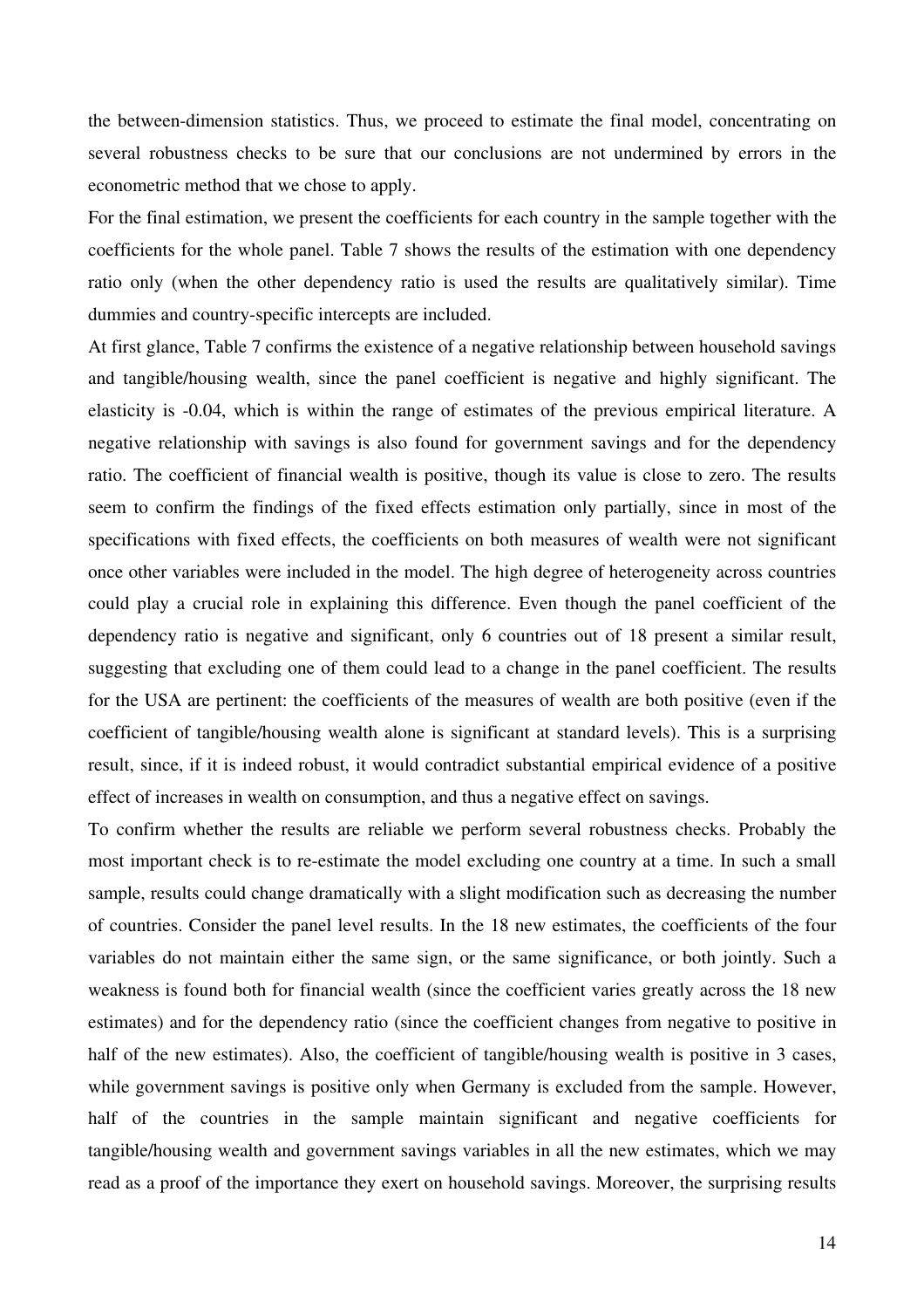the between-dimension statistics. Thus, we proceed to estimate the final model, concentrating on several robustness checks to be sure that our conclusions are not undermined by errors in the econometric method that we chose to apply.

For the final estimation, we present the coefficients for each country in the sample together with the coefficients for the whole panel. Table 7 shows the results of the estimation with one dependency ratio only (when the other dependency ratio is used the results are qualitatively similar). Time dummies and country-specific intercepts are included.

At first glance, Table 7 confirms the existence of a negative relationship between household savings and tangible/housing wealth, since the panel coefficient is negative and highly significant. The elasticity is -0.04, which is within the range of estimates of the previous empirical literature. A negative relationship with savings is also found for government savings and for the dependency ratio. The coefficient of financial wealth is positive, though its value is close to zero. The results seem to confirm the findings of the fixed effects estimation only partially, since in most of the specifications with fixed effects, the coefficients on both measures of wealth were not significant once other variables were included in the model. The high degree of heterogeneity across countries could play a crucial role in explaining this difference. Even though the panel coefficient of the dependency ratio is negative and significant, only 6 countries out of 18 present a similar result, suggesting that excluding one of them could lead to a change in the panel coefficient. The results for the USA are pertinent: the coefficients of the measures of wealth are both positive (even if the coefficient of tangible/housing wealth alone is significant at standard levels). This is a surprising result, since, if it is indeed robust, it would contradict substantial empirical evidence of a positive effect of increases in wealth on consumption, and thus a negative effect on savings.

To confirm whether the results are reliable we perform several robustness checks. Probably the most important check is to re-estimate the model excluding one country at a time. In such a small sample, results could change dramatically with a slight modification such as decreasing the number of countries. Consider the panel level results. In the 18 new estimates, the coefficients of the four variables do not maintain either the same sign, or the same significance, or both jointly. Such a weakness is found both for financial wealth (since the coefficient varies greatly across the 18 new estimates) and for the dependency ratio (since the coefficient changes from negative to positive in half of the new estimates). Also, the coefficient of tangible/housing wealth is positive in 3 cases, while government savings is positive only when Germany is excluded from the sample. However, half of the countries in the sample maintain significant and negative coefficients for tangible/housing wealth and government savings variables in all the new estimates, which we may read as a proof of the importance they exert on household savings. Moreover, the surprising results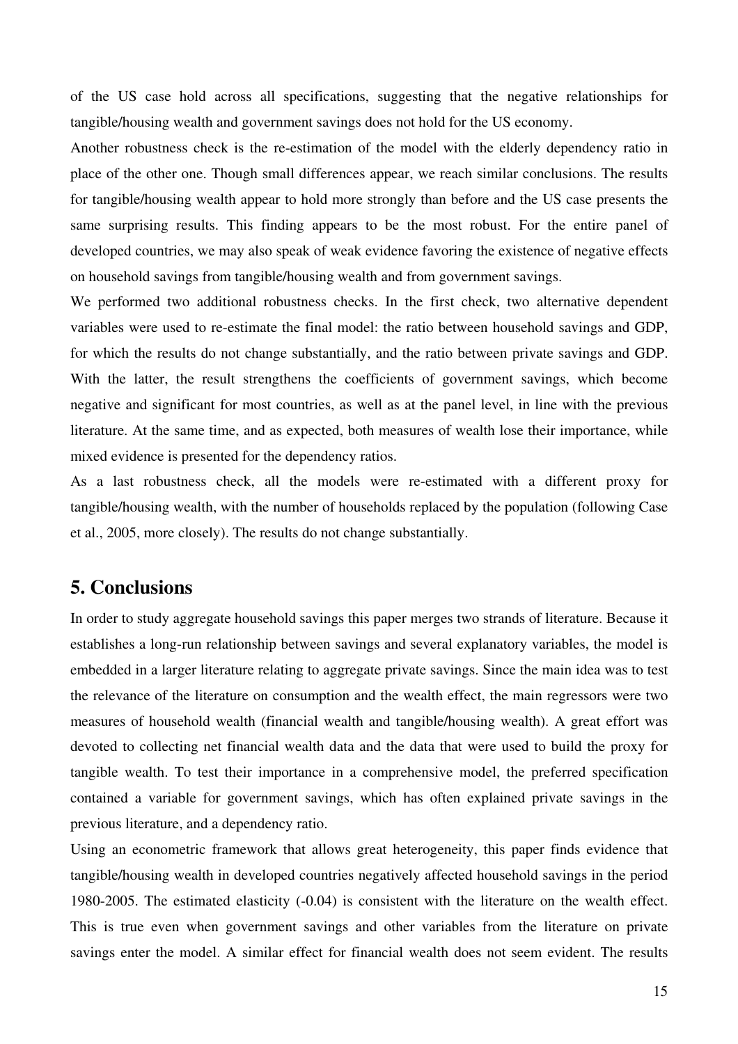of the US case hold across all specifications, suggesting that the negative relationships for tangible/housing wealth and government savings does not hold for the US economy.

Another robustness check is the re-estimation of the model with the elderly dependency ratio in place of the other one. Though small differences appear, we reach similar conclusions. The results for tangible/housing wealth appear to hold more strongly than before and the US case presents the same surprising results. This finding appears to be the most robust. For the entire panel of developed countries, we may also speak of weak evidence favoring the existence of negative effects on household savings from tangible/housing wealth and from government savings.

We performed two additional robustness checks. In the first check, two alternative dependent variables were used to re-estimate the final model: the ratio between household savings and GDP, for which the results do not change substantially, and the ratio between private savings and GDP. With the latter, the result strengthens the coefficients of government savings, which become negative and significant for most countries, as well as at the panel level, in line with the previous literature. At the same time, and as expected, both measures of wealth lose their importance, while mixed evidence is presented for the dependency ratios.

As a last robustness check, all the models were re-estimated with a different proxy for tangible/housing wealth, with the number of households replaced by the population (following Case et al., 2005, more closely). The results do not change substantially.

## 5. Conclusions

In order to study aggregate household savings this paper merges two strands of literature. Because it establishes a long-run relationship between savings and several explanatory variables, the model is embedded in a larger literature relating to aggregate private savings. Since the main idea was to test the relevance of the literature on consumption and the wealth effect, the main regressors were two measures of household wealth (financial wealth and tangible/housing wealth). A great effort was devoted to collecting net financial wealth data and the data that were used to build the proxy for tangible wealth. To test their importance in a comprehensive model, the preferred specification contained a variable for government savings, which has often explained private savings in the previous literature, and a dependency ratio.

Using an econometric framework that allows great heterogeneity, this paper finds evidence that tangible/housing wealth in developed countries negatively affected household savings in the period 1980-2005. The estimated elasticity (-0.04) is consistent with the literature on the wealth effect. This is true even when government savings and other variables from the literature on private savings enter the model. A similar effect for financial wealth does not seem evident. The results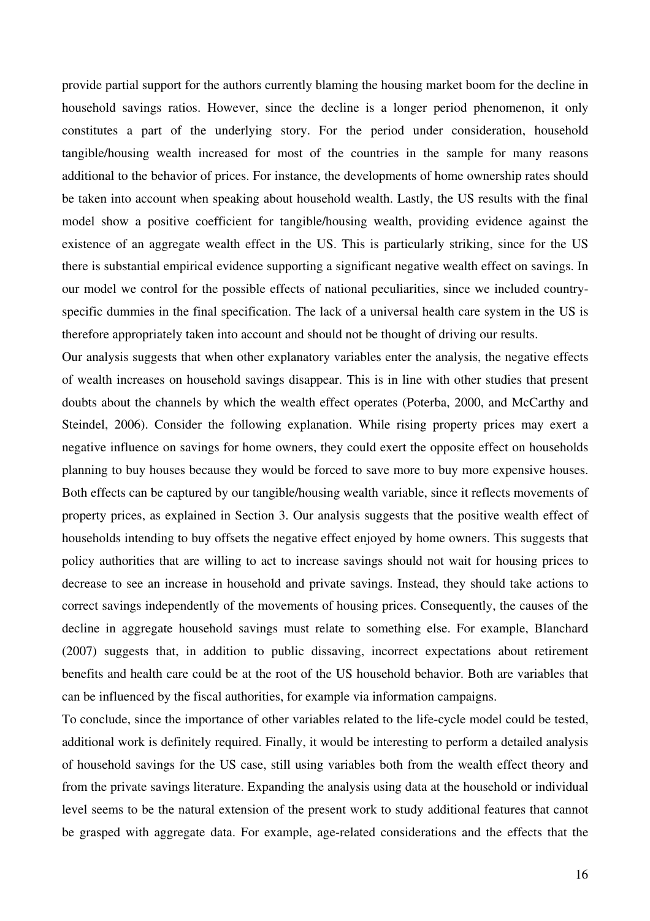provide partial support for the authors currently blaming the housing market boom for the decline in household savings ratios. However, since the decline is a longer period phenomenon, it only constitutes a part of the underlying story. For the period under consideration, household tangible/housing wealth increased for most of the countries in the sample for many reasons additional to the behavior of prices. For instance, the developments of home ownership rates should be taken into account when speaking about household wealth. Lastly, the US results with the final model show a positive coefficient for tangible/housing wealth, providing evidence against the existence of an aggregate wealth effect in the US. This is particularly striking, since for the US there is substantial empirical evidence supporting a significant negative wealth effect on savings. In our model we control for the possible effects of national peculiarities, since we included country-specific dummies in the final specification. The lack of a universal health care system in the US is therefore appropriately taken into account and should not be thought of driving our results.

Our analysis suggests that when other explanatory variables enter the analysis, the negative effects of wealth increases on household savings disappear. This is in line with other studies that present doubts about the channels by which the wealth effect operates (Poterba, 2000, and McCarthy and Steindel, 2006). Consider the following explanation. While rising property prices may exert a negative influence on savings for home owners, they could exert the opposite effect on households planning to buy houses because they would be forced to save more to buy more expensive houses. Both effects can be captured by our tangible/housing wealth variable, since it reflects movements of property prices, as explained in Section 3. Our analysis suggests that the positive wealth effect of households intending to buy offsets the negative effect enjoyed by home owners. This suggests that policy authorities that are willing to act to increase savings should not wait for housing prices to decrease to see an increase in household and private savings. Instead, they should take actions to correct savings independently of the movements of housing prices. Consequently, the causes of the decline in aggregate household savings must relate to something else. For example, Blanchard (2007) suggests that, in addition to public dissaving, incorrect expectations about retirement benefits and health care could be at the root of the US household behavior. Both are variables that can be influenced by the fiscal authorities, for example via information campaigns.

To conclude, since the importance of other variables related to the life-cycle model could be tested, additional work is definitely required. Finally, it would be interesting to perform a detailed analysis of household savings for the US case, still using variables both from the wealth effect theory and from the private savings literature. Expanding the analysis using data at the household or individual level seems to be the natural extension of the present work to study additional features that cannot be grasped with aggregate data. For example, age-related considerations and the effects that the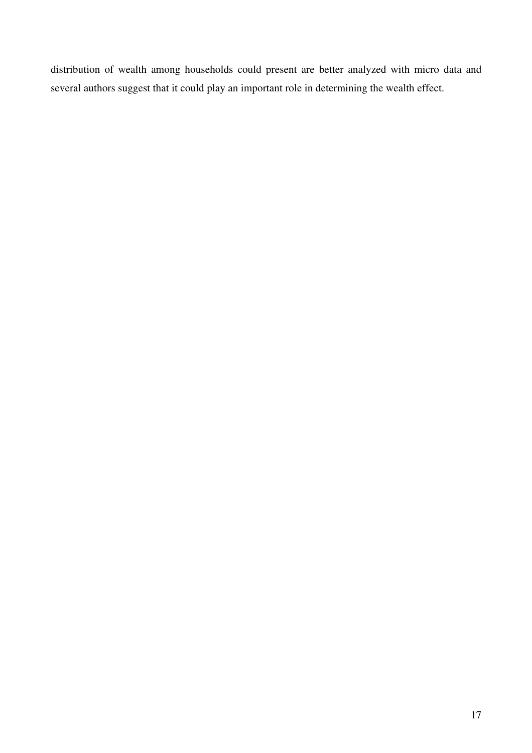distribution of wealth among households could present are better analyzed with micro data and several authors suggest that it could play an important role in determining the wealth effect.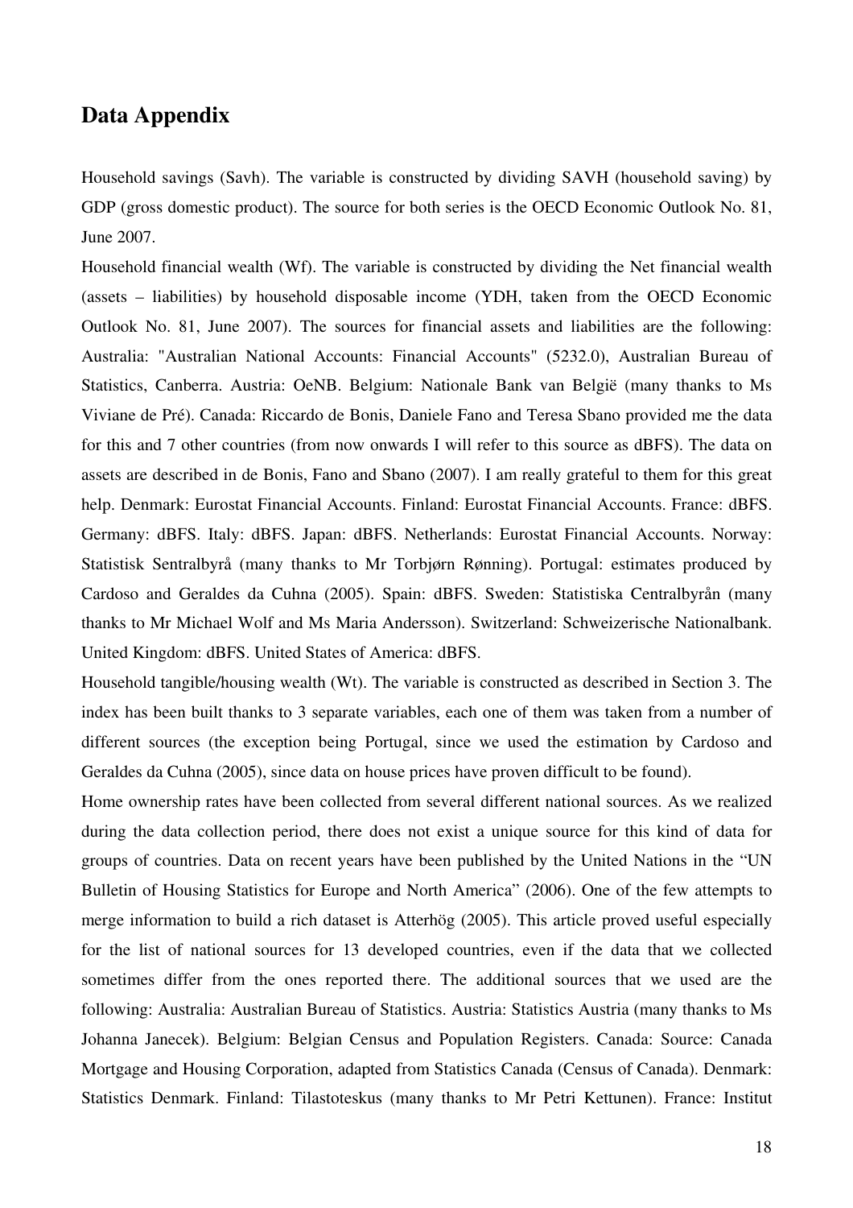## Data Appendix

Household savings (Savh). The variable is constructed by dividing SAVH (household saving) by GDP (gross domestic product). The source for both series is the OECD Economic Outlook No. 81, June 2007.

Household financial wealth (Wf). The variable is constructed by dividing the Net financial wealth (assets – liabilities) by household disposable income (YDH, taken from the OECD Economic Outlook No. 81, June 2007). The sources for financial assets and liabilities are the following: Australia: "Australian National Accounts: Financial Accounts" (5232.0), Australian Bureau of Statistics, Canberra. Austria: OeNB. Belgium: Nationale Bank van België (many thanks to Ms Viviane de Pré). Canada: Riccardo de Bonis, Daniele Fano and Teresa Sbano provided me the data for this and 7 other countries (from now onwards I will refer to this source as dBFS). The data on assets are described in de Bonis, Fano and Sbano (2007). I am really grateful to them for this great help. Denmark: Eurostat Financial Accounts. Finland: Eurostat Financial Accounts. France: dBFS. Germany: dBFS. Italy: dBFS. Japan: dBFS. Netherlands: Eurostat Financial Accounts. Norway: Statistisk Sentralbyrå (many thanks to Mr Torbjørn Rønning). Portugal: estimates produced by Cardoso and Geraldes da Cuhna (2005). Spain: dBFS. Sweden: Statistiska Centralbyrån (many thanks to Mr Michael Wolf and Ms Maria Andersson). Switzerland: Schweizerische Nationalbank. United Kingdom: dBFS. United States of America: dBFS.

Household tangible/housing wealth (Wt). The variable is constructed as described in Section 3. The index has been built thanks to 3 separate variables, each one of them was taken from a number of different sources (the exception being Portugal, since we used the estimation by Cardoso and Geraldes da Cuhna (2005), since data on house prices have proven difficult to be found).

Home ownership rates have been collected from several different national sources. As we realized during the data collection period, there does not exist a unique source for this kind of data for groups of countries. Data on recent years have been published by the United Nations in the "UN Bulletin of Housing Statistics for Europe and North America" (2006). One of the few attempts to merge information to build a rich dataset is Atterhög (2005). This article proved useful especially for the list of national sources for 13 developed countries, even if the data that we collected sometimes differ from the ones reported there. The additional sources that we used are the following: Australia: Australian Bureau of Statistics. Austria: Statistics Austria (many thanks to Ms Johanna Janecek). Belgium: Belgian Census and Population Registers. Canada: Source: Canada Mortgage and Housing Corporation, adapted from Statistics Canada (Census of Canada). Denmark: Statistics Denmark. Finland: Tilastoteskus (many thanks to Mr Petri Kettunen). France: Institut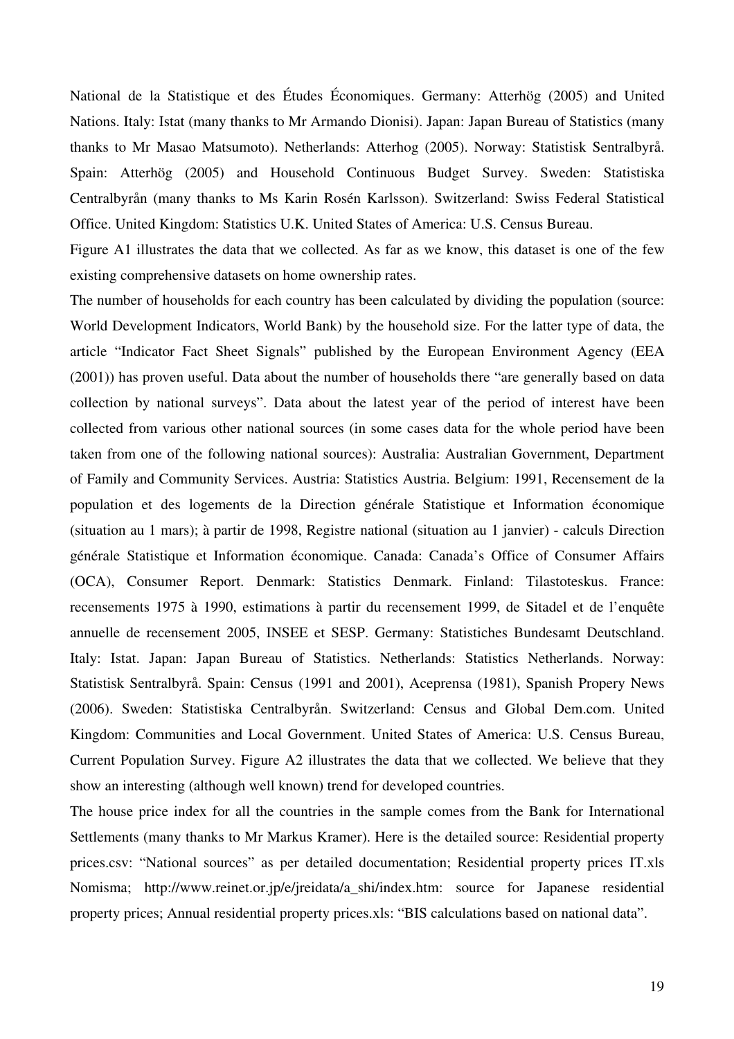National de la Statistique et des Études Économiques. Germany: Atterhög (2005) and United Nations. Italy: Istat (many thanks to Mr Armando Dionisi). Japan: Japan Bureau of Statistics (many thanks to Mr Masao Matsumoto). Netherlands: Atterhog (2005). Norway: Statistisk Sentralbyrå. Spain: Atterhög (2005) and Household Continuous Budget Survey. Sweden: Statistiska Centralbyrån (many thanks to Ms Karin Rosén Karlsson). Switzerland: Swiss Federal Statistical Office. United Kingdom: Statistics U.K. United States of America: U.S. Census Bureau.

Figure A1 illustrates the data that we collected. As far as we know, this dataset is one of the few existing comprehensive datasets on home ownership rates.

The number of households for each country has been calculated by dividing the population (source: World Development Indicators, World Bank) by the household size. For the latter type of data, the article "Indicator Fact Sheet Signals" published by the European Environment Agency (EEA (2001)) has proven useful. Data about the number of households there "are generally based on data collection by national surveys". Data about the latest year of the period of interest have been collected from various other national sources (in some cases data for the whole period have been taken from one of the following national sources): Australia: Australian Government, Department of Family and Community Services. Austria: Statistics Austria. Belgium: 1991, Recensement de la population et des logements de la Direction générale Statistique et Information économique (situation au 1 mars); à partir de 1998, Registre national (situation au 1 janvier) - calculs Direction générale Statistique et Information économique. Canada: Canada's Office of Consumer Affairs (OCA), Consumer Report. Denmark: Statistics Denmark. Finland: Tilastoteskus. France: recensements 1975 à 1990, estimations à partir du recensement 1999, de Sitadel et de l'enquête annuelle de recensement 2005, INSEE et SESP. Germany: Statistiches Bundesamt Deutschland. Italy: Istat. Japan: Japan Bureau of Statistics. Netherlands: Statistics Netherlands. Norway: Statistisk Sentralbyrå. Spain: Census (1991 and 2001), Aceprensa (1981), Spanish Propery News (2006). Sweden: Statistiska Centralbyrån. Switzerland: Census and Global Dem.com. United Kingdom: Communities and Local Government. United States of America: U.S. Census Bureau, Current Population Survey. Figure A2 illustrates the data that we collected. We believe that they show an interesting (although well known) trend for developed countries.

The house price index for all the countries in the sample comes from the Bank for International Settlements (many thanks to Mr Markus Kramer). Here is the detailed source: Residential property prices.csv: "National sources" as per detailed documentation; Residential property prices IT.xls Nomisma; http://www.reinet.or.jp/e/jreidata/a_shi/index.htm: source for Japanese residential property prices; Annual residential property prices.xls: "BIS calculations based on national data".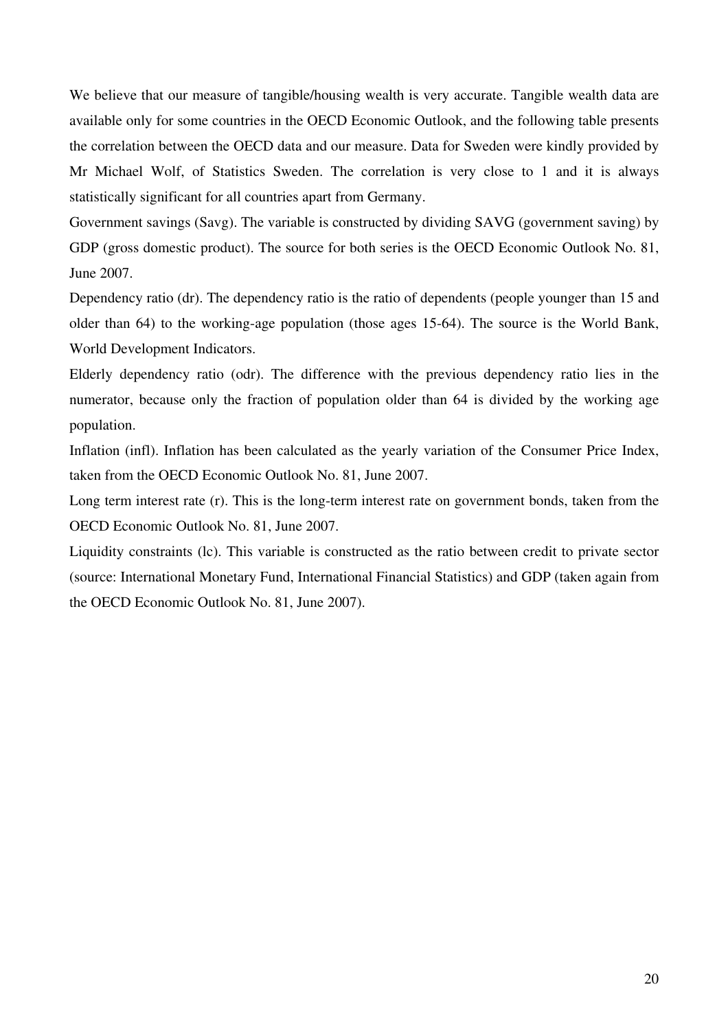We believe that our measure of tangible/housing wealth is very accurate. Tangible wealth data are available only for some countries in the OECD Economic Outlook, and the following table presents the correlation between the OECD data and our measure. Data for Sweden were kindly provided by Mr Michael Wolf, of Statistics Sweden. The correlation is very close to 1 and it is always statistically significant for all countries apart from Germany.

Government savings (Savg). The variable is constructed by dividing SAVG (government saving) by GDP (gross domestic product). The source for both series is the OECD Economic Outlook No. 81, June 2007.

Dependency ratio (dr). The dependency ratio is the ratio of dependents (people younger than 15 and older than 64) to the working-age population (those ages 15-64). The source is the World Bank, World Development Indicators.

Elderly dependency ratio (odr). The difference with the previous dependency ratio lies in the numerator, because only the fraction of population older than 64 is divided by the working age population.

Inflation (infl). Inflation has been calculated as the yearly variation of the Consumer Price Index, taken from the OECD Economic Outlook No. 81, June 2007.

Long term interest rate (r). This is the long-term interest rate on government bonds, taken from the OECD Economic Outlook No. 81, June 2007.

Liquidity constraints (lc). This variable is constructed as the ratio between credit to private sector (source: International Monetary Fund, International Financial Statistics) and GDP (taken again from the OECD Economic Outlook No. 81, June 2007).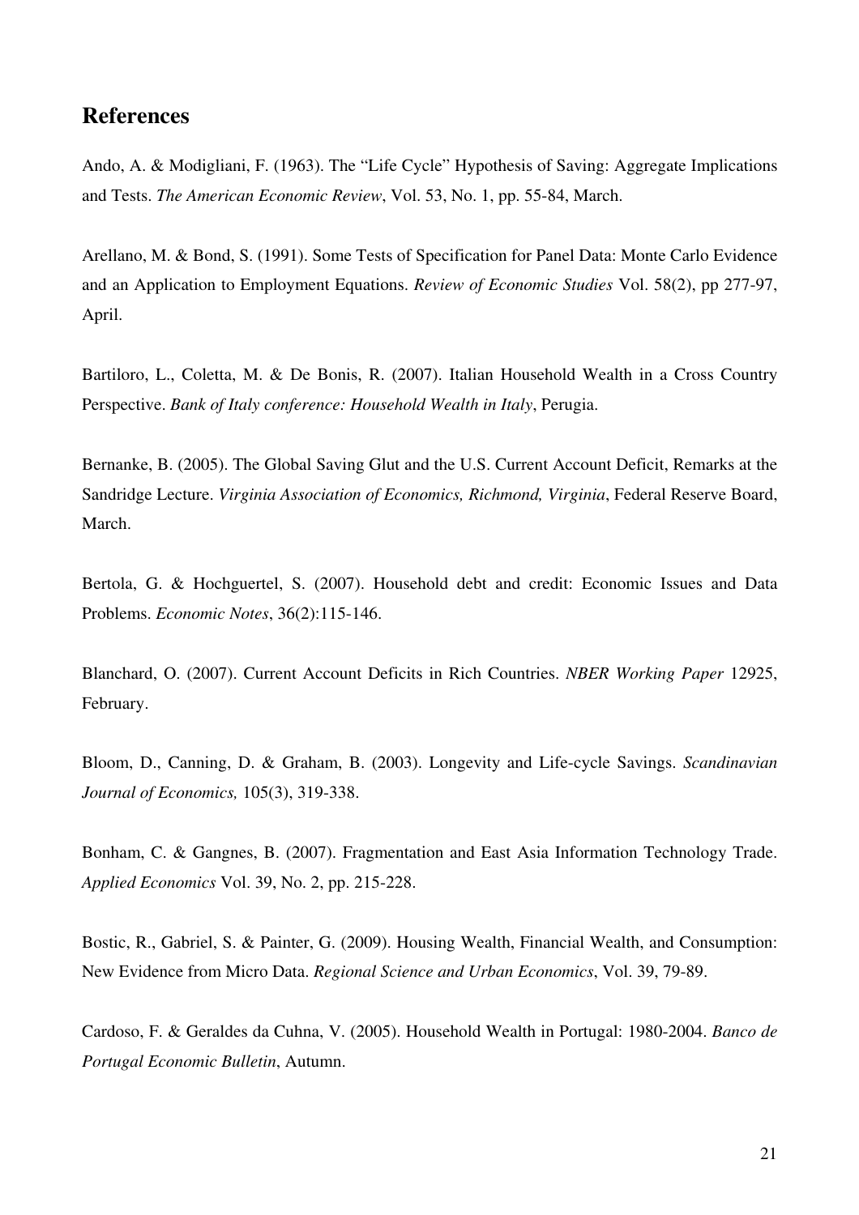## References

Ando, A. & Modigliani, F. (1963). The "Life Cycle" Hypothesis of Saving: Aggregate Implications and Tests. *The American Economic Review*, Vol. 53, No. 1, pp. 55-84, March.

Arellano, M. & Bond, S. (1991). Some Tests of Specification for Panel Data: Monte Carlo Evidence and an Application to Employment Equations. *Review of Economic Studies* Vol. 58(2), pp 277-97, April.

Bartiloro, L., Coletta, M. & De Bonis, R. (2007). Italian Household Wealth in a Cross Country Perspective. *Bank of Italy conference: Household Wealth in Italy*, Perugia.

Bernanke, B. (2005). The Global Saving Glut and the U.S. Current Account Deficit, Remarks at the Sandridge Lecture. *Virginia Association of Economics, Richmond, Virginia*, Federal Reserve Board, March.

Bertola, G. & Hochguertel, S. (2007). Household debt and credit: Economic Issues and Data Problems. *Economic Notes*, 36(2):115-146.

Blanchard, O. (2007). Current Account Deficits in Rich Countries. *NBER Working Paper* 12925, February.

Bloom, D., Canning, D. & Graham, B. (2003). Longevity and Life-cycle Savings. *Scandinavian Journal of Economics,* 105(3), 319-338.

Bonham, C. & Gangnes, B. (2007). Fragmentation and East Asia Information Technology Trade. *Applied Economics* Vol. 39, No. 2, pp. 215-228.

Bostic, R., Gabriel, S. & Painter, G. (2009). Housing Wealth, Financial Wealth, and Consumption: New Evidence from Micro Data. *Regional Science and Urban Economics*, Vol. 39, 79-89.

Cardoso, F. & Geraldes da Cuhna, V. (2005). Household Wealth in Portugal: 1980-2004. *Banco de Portugal Economic Bulletin*, Autumn.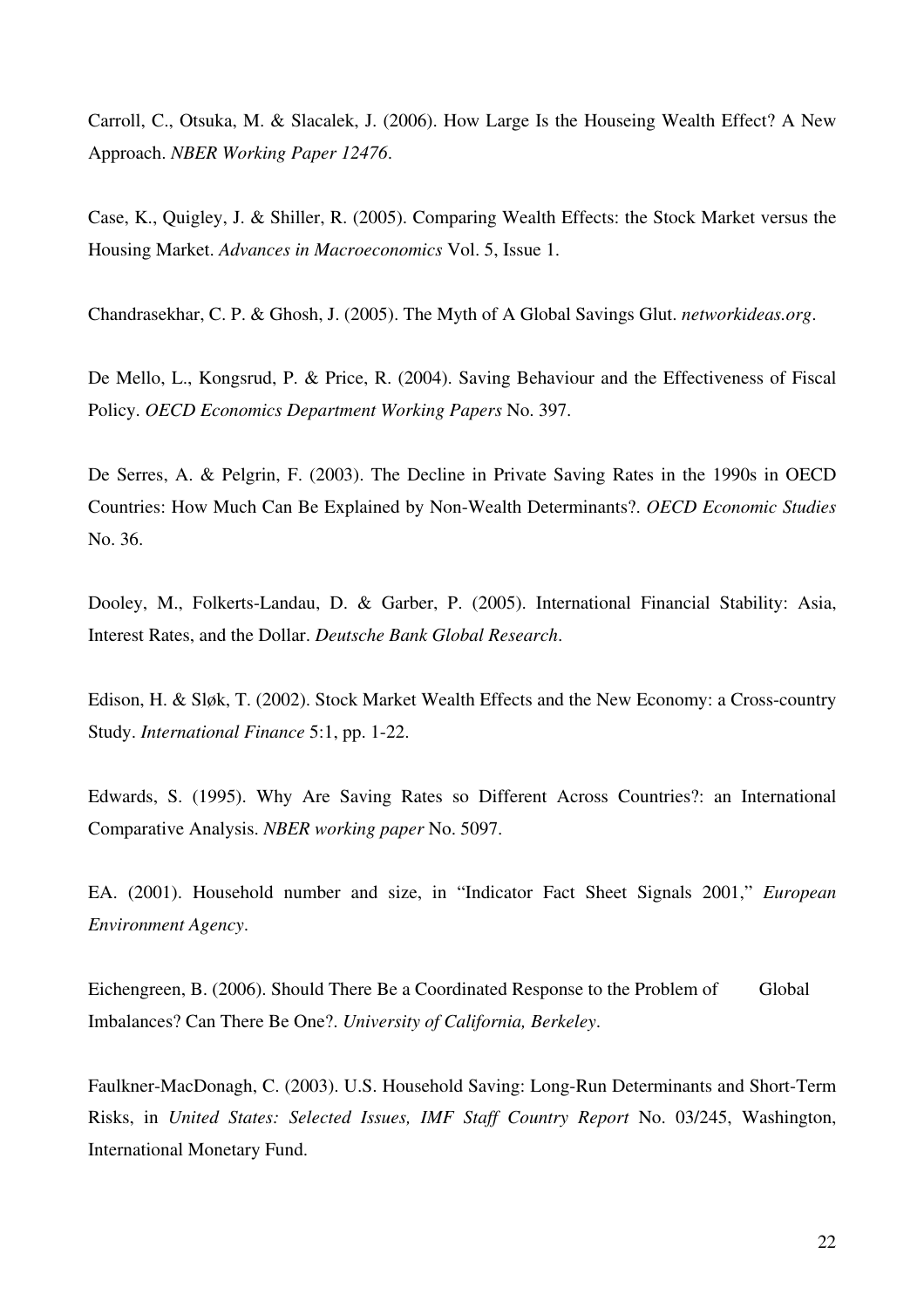Carroll, C., Otsuka, M. & Slacalek, J. (2006). How Large Is the Houseing Wealth Effect? A New Approach. *NBER Working Paper 12476*.

Case, K., Quigley, J. & Shiller, R. (2005). Comparing Wealth Effects: the Stock Market versus the Housing Market. *Advances in Macroeconomics* Vol. 5, Issue 1.

Chandrasekhar, C. P. & Ghosh, J. (2005). The Myth of A Global Savings Glut. *networkideas.org*.

De Mello, L., Kongsrud, P. & Price, R. (2004). Saving Behaviour and the Effectiveness of Fiscal Policy. *OECD Economics Department Working Papers* No. 397.

De Serres, A. & Pelgrin, F. (2003). The Decline in Private Saving Rates in the 1990s in OECD Countries: How Much Can Be Explained by Non-Wealth Determinants?. *OECD Economic Studies* No. 36.

Dooley, M., Folkerts-Landau, D. & Garber, P. (2005). International Financial Stability: Asia, Interest Rates, and the Dollar. *Deutsche Bank Global Research*.

Edison, H. & Sløk, T. (2002). Stock Market Wealth Effects and the New Economy: a Cross-country Study. *International Finance* 5:1, pp. 1-22.

Edwards, S. (1995). Why Are Saving Rates so Different Across Countries?: an International Comparative Analysis. *NBER working paper* No. 5097.

EA. (2001). Household number and size, in "Indicator Fact Sheet Signals 2001," *European Environment Agency*.

Eichengreen, B. (2006). Should There Be a Coordinated Response to the Problem of Global Imbalances? Can There Be One?. *University of California, Berkeley*.

Faulkner-MacDonagh, C. (2003). U.S. Household Saving: Long-Run Determinants and Short-Term Risks, in *United States: Selected Issues, IMF Staff Country Report* No. 03/245, Washington, International Monetary Fund.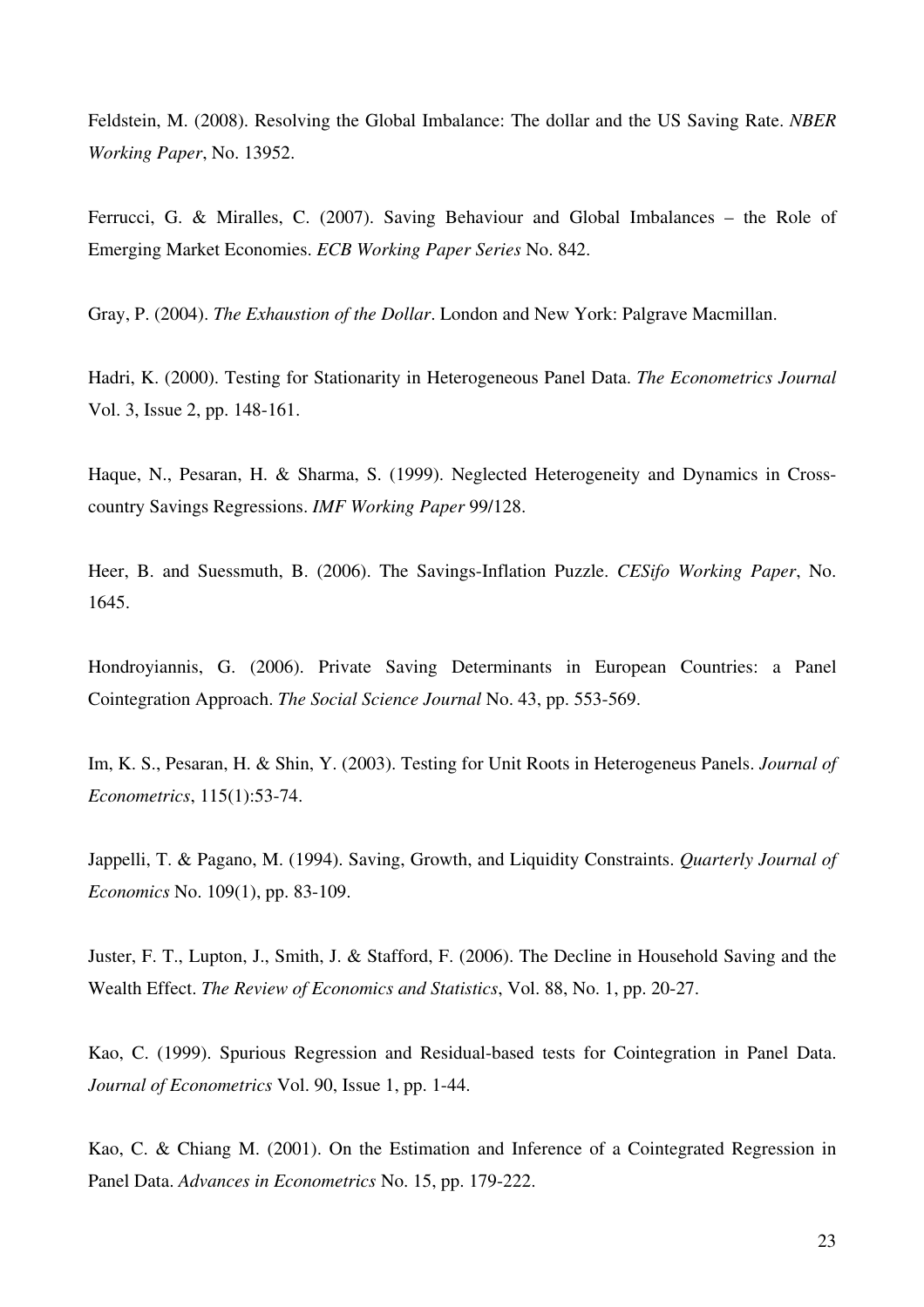Feldstein, M. (2008). Resolving the Global Imbalance: The dollar and the US Saving Rate. *NBER Working Paper*, No. 13952.

Ferrucci, G. & Miralles, C. (2007). Saving Behaviour and Global Imbalances – the Role of Emerging Market Economies. *ECB Working Paper Series* No. 842.

Gray, P. (2004). *The Exhaustion of the Dollar*. London and New York: Palgrave Macmillan.

Hadri, K. (2000). Testing for Stationarity in Heterogeneous Panel Data. *The Econometrics Journal* Vol. 3, Issue 2, pp. 148-161.

Haque, N., Pesaran, H. & Sharma, S. (1999). Neglected Heterogeneity and Dynamics in Cross-country Savings Regressions. *IMF Working Paper* 99/128.

Heer, B. and Suessmuth, B. (2006). The Savings-Inflation Puzzle. *CESifo Working Paper*, No. 1645.

Hondroyiannis, G. (2006). Private Saving Determinants in European Countries: a Panel Cointegration Approach. *The Social Science Journal* No. 43, pp. 553-569.

Im, K. S., Pesaran, H. & Shin, Y. (2003). Testing for Unit Roots in Heterogeneus Panels. *Journal of Econometrics*, 115(1):53-74.

Jappelli, T. & Pagano, M. (1994). Saving, Growth, and Liquidity Constraints. *Quarterly Journal of Economics* No. 109(1), pp. 83-109.

Juster, F. T., Lupton, J., Smith, J. & Stafford, F. (2006). The Decline in Household Saving and the Wealth Effect. *The Review of Economics and Statistics*, Vol. 88, No. 1, pp. 20-27.

Kao, C. (1999). Spurious Regression and Residual-based tests for Cointegration in Panel Data. *Journal of Econometrics* Vol. 90, Issue 1, pp. 1-44.

Kao, C. & Chiang M. (2001). On the Estimation and Inference of a Cointegrated Regression in Panel Data. *Advances in Econometrics* No. 15, pp. 179-222.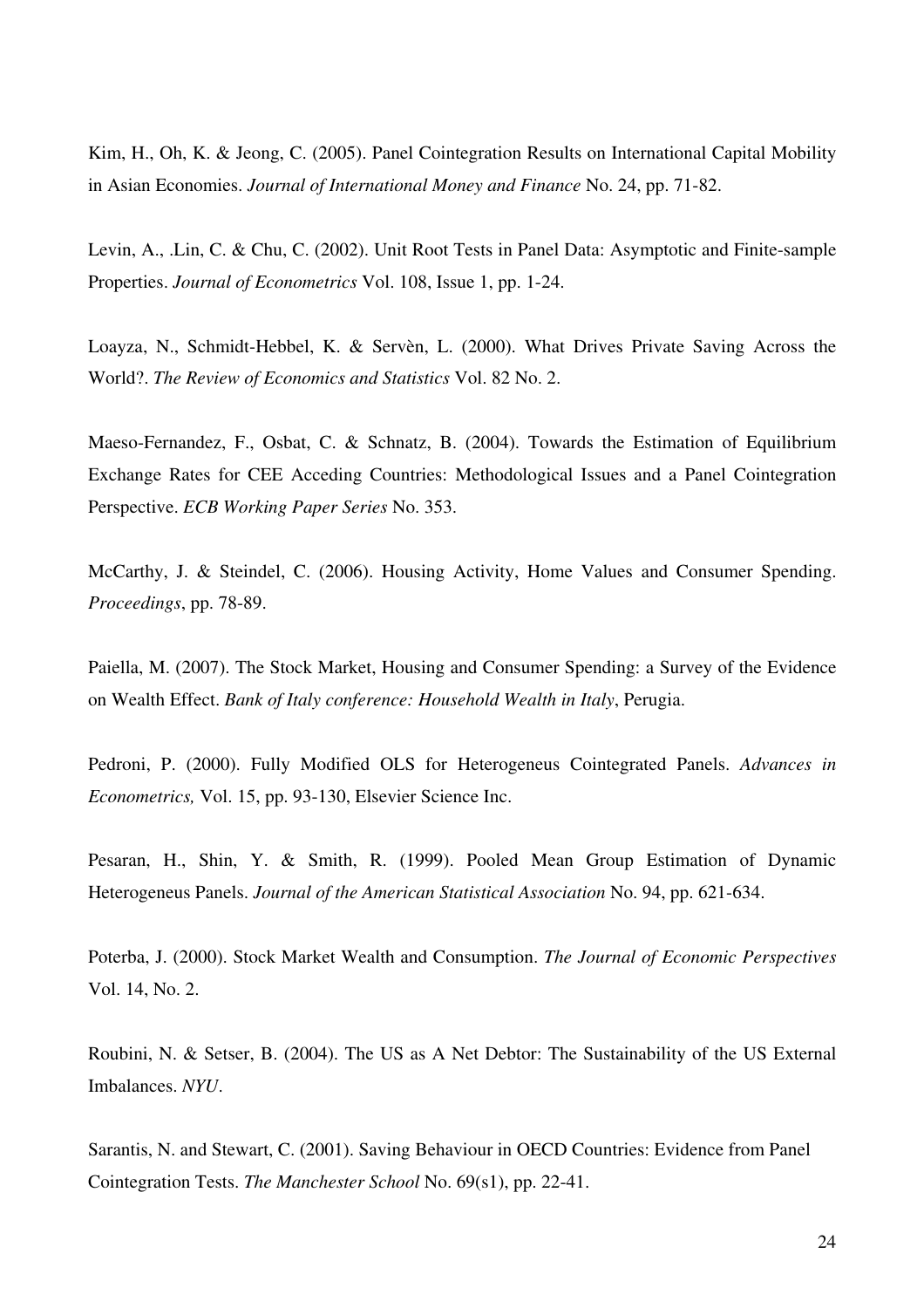Kim, H., Oh, K. & Jeong, C. (2005). Panel Cointegration Results on International Capital Mobility in Asian Economies. *Journal of International Money and Finance* No. 24, pp. 71-82.

Levin, A., .Lin, C. & Chu, C. (2002). Unit Root Tests in Panel Data: Asymptotic and Finite-sample Properties. *Journal of Econometrics* Vol. 108, Issue 1, pp. 1-24.

Loayza, N., Schmidt-Hebbel, K. & Servèn, L. (2000). What Drives Private Saving Across the World?. *The Review of Economics and Statistics* Vol. 82 No. 2.

Maeso-Fernandez, F., Osbat, C. & Schnatz, B. (2004). Towards the Estimation of Equilibrium Exchange Rates for CEE Acceding Countries: Methodological Issues and a Panel Cointegration Perspective. *ECB Working Paper Series* No. 353.

McCarthy, J. & Steindel, C. (2006). Housing Activity, Home Values and Consumer Spending. *Proceedings*, pp. 78-89.

Paiella, M. (2007). The Stock Market, Housing and Consumer Spending: a Survey of the Evidence on Wealth Effect. *Bank of Italy conference: Household Wealth in Italy*, Perugia.

Pedroni, P. (2000). Fully Modified OLS for Heterogeneus Cointegrated Panels. *Advances in Econometrics,* Vol. 15, pp. 93-130, Elsevier Science Inc.

Pesaran, H., Shin, Y. & Smith, R. (1999). Pooled Mean Group Estimation of Dynamic Heterogeneus Panels. *Journal of the American Statistical Association* No. 94, pp. 621-634.

Poterba, J. (2000). Stock Market Wealth and Consumption. *The Journal of Economic Perspectives* Vol. 14, No. 2.

Roubini, N. & Setser, B. (2004). The US as A Net Debtor: The Sustainability of the US External Imbalances. *NYU*.

Sarantis, N. and Stewart, C. (2001). Saving Behaviour in OECD Countries: Evidence from Panel Cointegration Tests. *The Manchester School* No. 69(s1), pp. 22-41.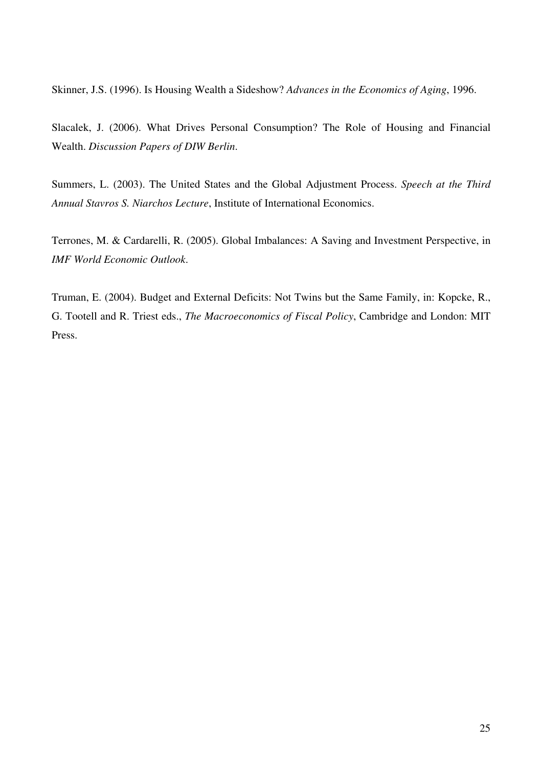Skinner, J.S. (1996). Is Housing Wealth a Sideshow? *Advances in the Economics of Aging*, 1996.

Slacalek, J. (2006). What Drives Personal Consumption? The Role of Housing and Financial Wealth. *Discussion Papers of DIW Berlin*.

Summers, L. (2003). The United States and the Global Adjustment Process. *Speech at the Third Annual Stavros S. Niarchos Lecture*, Institute of International Economics.

Terrones, M. & Cardarelli, R. (2005). Global Imbalances: A Saving and Investment Perspective, in *IMF World Economic Outlook*.

Truman, E. (2004). Budget and External Deficits: Not Twins but the Same Family, in: Kopcke, R., G. Tootell and R. Triest eds., *The Macroeconomics of Fiscal Policy*, Cambridge and London: MIT Press.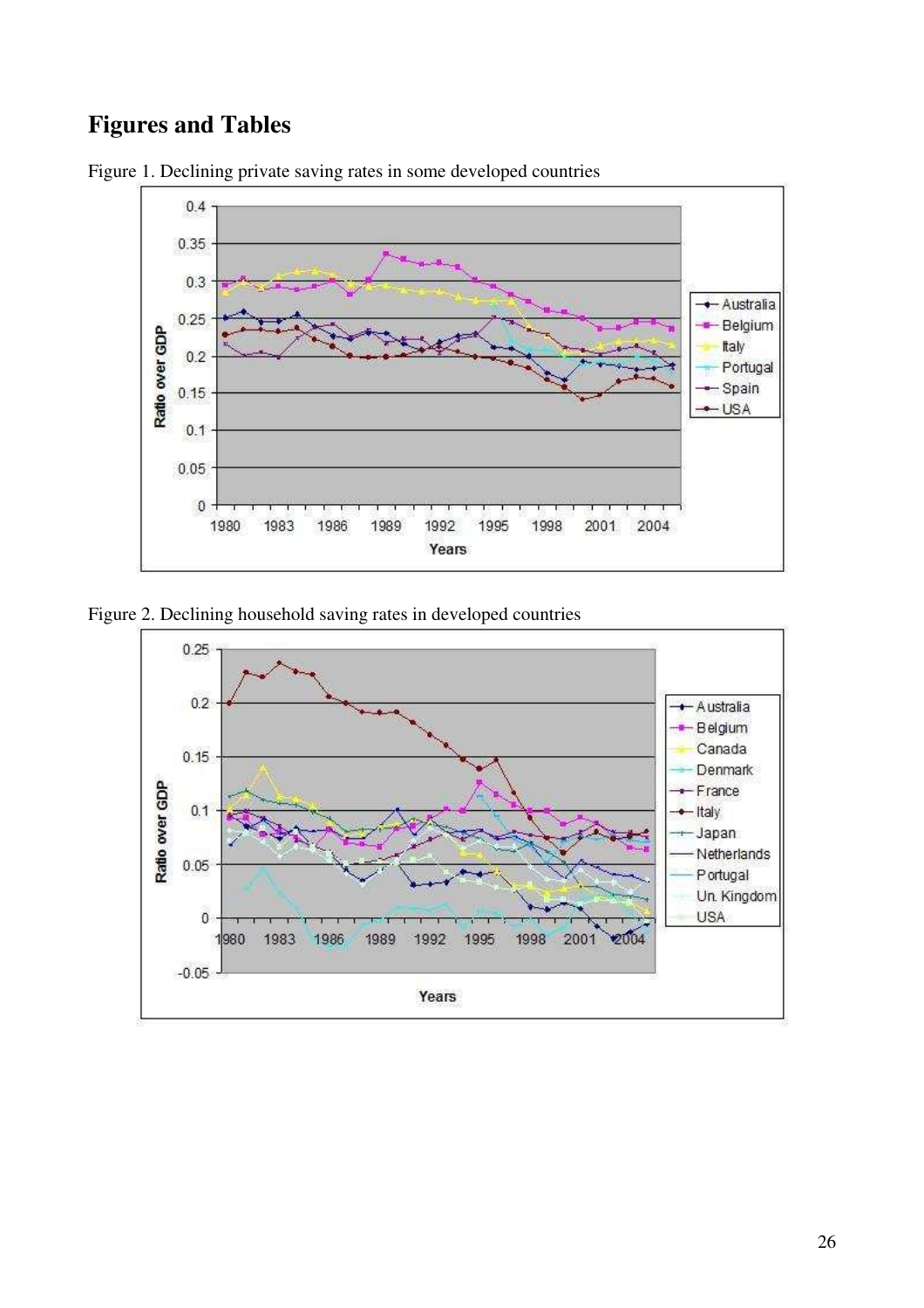# Figures and Tables

Figure 1. Declining private saving rates in some developed countries

Figure 2. Declining household saving rates in developed countries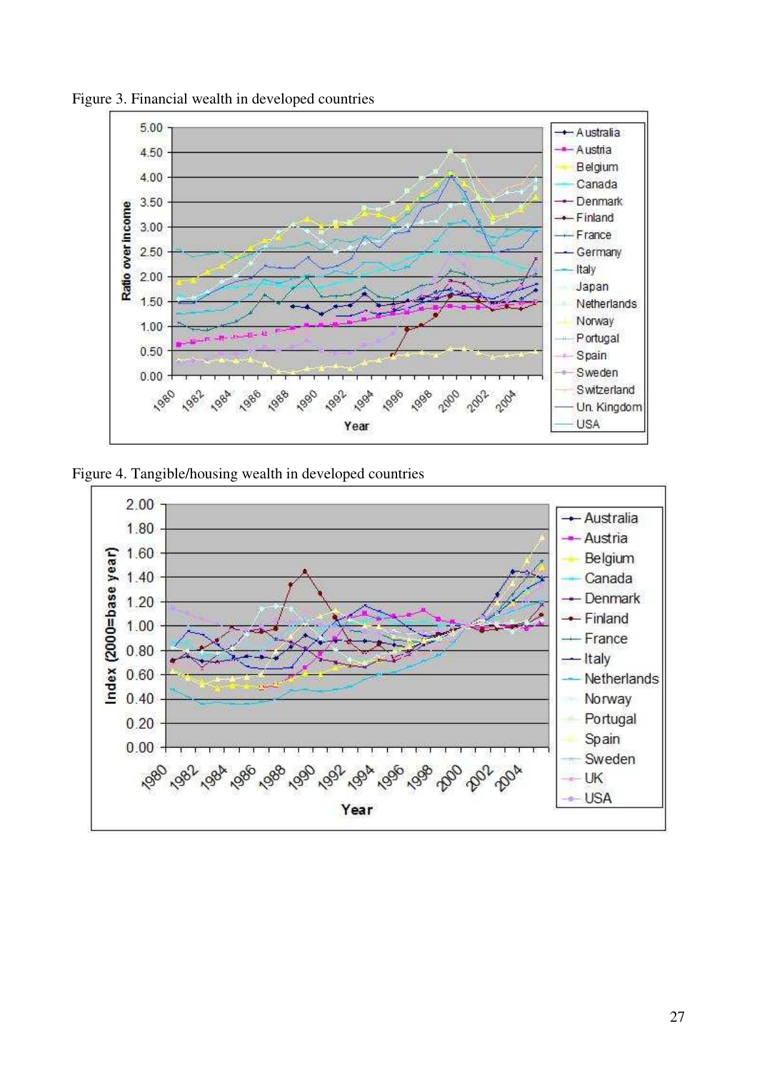Figure 3. Financial wealth in developed countries

Figure 4. Tangible/housing wealth in developed countries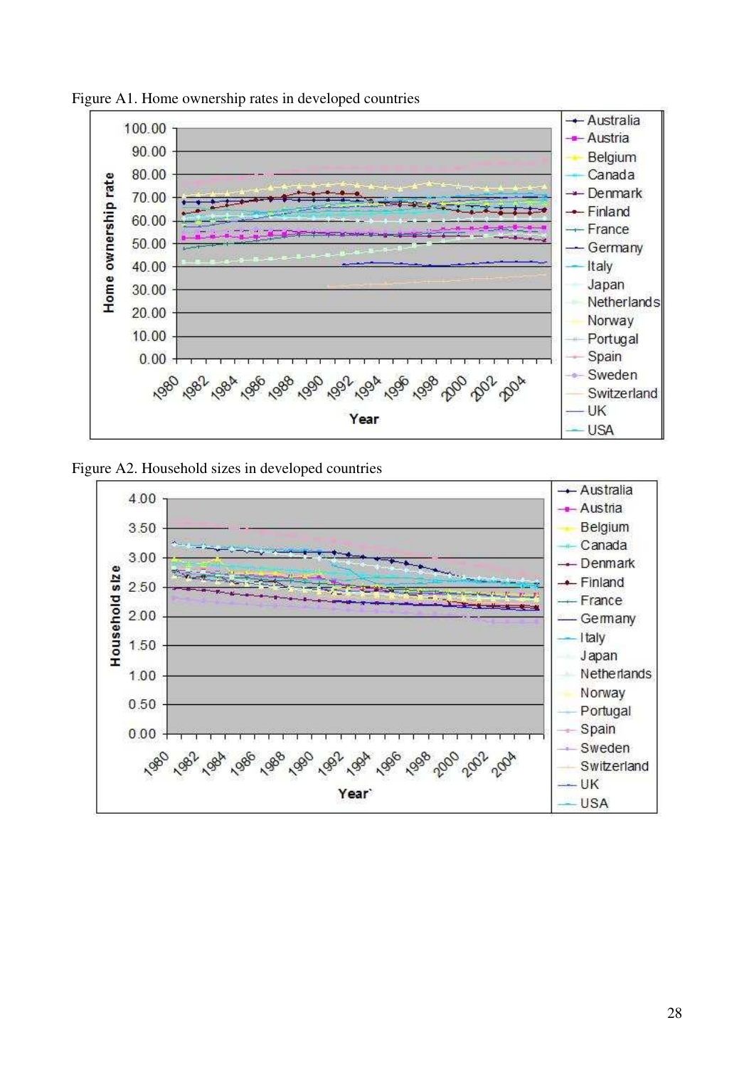Figure A1. Home ownership rates in developed countries

Figure A2. Household sizes in developed countries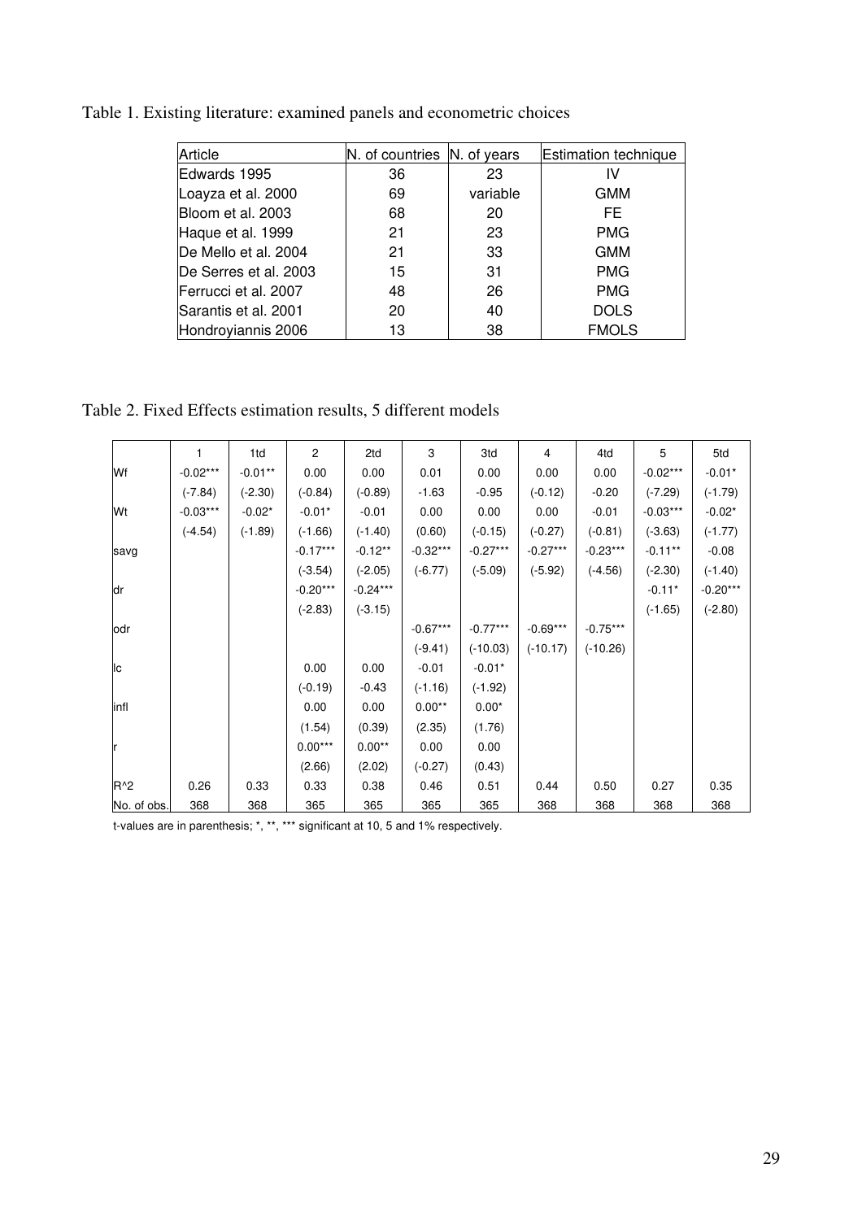Table 1. Existing literature: examined panels and econometric choices

| Article | N. of countries | N. of years | Estimation technique |
|---|---|---|---|
| Edwards 1995 | 36 | 23 | IV |
| Loayza et al. 2000 | 69 | variable | GMM |
| Bloom et al. 2003 | 68 | 20 | FE |
| Haque et al. 1999 | 21 | 23 | PMG |
| De Mello et al. 2004 | 21 | 33 | GMM |
| De Serres et al. 2003 | 15 | 31 | PMG |
| Ferrucci et al. 2007 | 48 | 26 | PMG |
| Sarantis et al. 2001 | 20 | 40 | DOLS |
| Hondroyiannis 2006 | 13 | 38 | FMOLS |

Table 2. Fixed Effects estimation results, 5 different models

| | 1 | 1td | 2 | 2td | 3 | 3td | 4 | 4td | 5 | 5td |
|---|---|---|---|---|---|---|---|---|---|---|
| Wf | -0.02*** | -0.01** | 0.00 | 0.00 | 0.01 | 0.00 | 0.00 | 0.00 | -0.02*** | -0.01* |
| | (-7.84) | (-2.30) | (-0.84) | (-0.89) | -1.63 | -0.95 | (-0.12) | -0.20 | (-7.29) | (-1.79) |
| Wt | -0.03*** | -0.02* | -0.01* | -0.01 | 0.00 | 0.00 | 0.00 | -0.01 | -0.03*** | -0.02* |
| | (-4.54) | (-1.89) | (-1.66) | (-1.40) | (0.60) | (-0.15) | (-0.27) | (-0.81) | (-3.63) | (-1.77) |
| savg | | | -0.17*** | -0.12** | -0.32*** | -0.27*** | -0.27*** | -0.23*** | -0.11** | -0.08 |
| | | | (-3.54) | (-2.05) | (-6.77) | (-5.09) | (-5.92) | (-4.56) | (-2.30) | (-1.40) |
| dr | | | -0.20*** | -0.24*** | | | | | -0.11* | -0.20*** |
| | | | (-2.83) | (-3.15) | | | | | (-1.65) | (-2.80) |
| odr | | | | | -0.67*** | -0.77*** | -0.69*** | -0.75*** | | |
| | | | | | (-9.41) | (-10.03) | (-10.17) | (-10.26) | | |
| lc | | | 0.00 | 0.00 | -0.01 | -0.01* | | | | |
| | | | (-0.19) | -0.43 | (-1.16) | (-1.92) | | | | |
| infl | | | 0.00 | 0.00 | 0.00** | 0.00* | | | | |
| | | | (1.54) | (0.39) | (2.35) | (1.76) | | | | |
| r | | | 0.00*** | 0.00** | 0.00 | 0.00 | | | | |
| | | | (2.66) | (2.02) | (-0.27) | (0.43) | | | | |
| R^2 | 0.26 | 0.33 | 0.33 | 0.38 | 0.46 | 0.51 | 0.44 | 0.50 | 0.27 | 0.35 |
| No. of obs. | 368 | 368 | 365 | 365 | 365 | 365 | 368 | 368 | 368 | 368 |

t-values are in parenthesis; *, **, *** significant at 10, 5 and 1% respectively.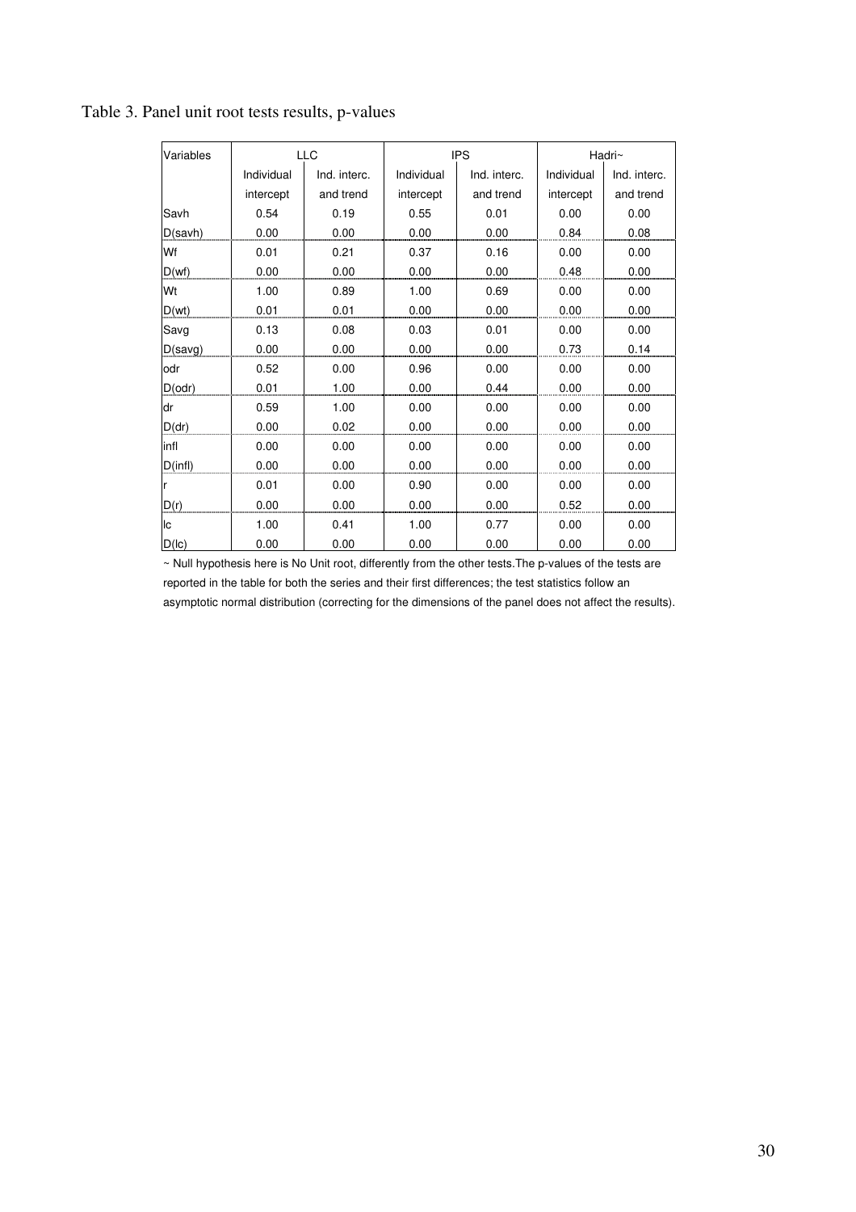Table 3. Panel unit root tests results, p-values

| Variables | LLC | | IPS | | Hadri~ | |
|---|---|---|---|---|---|---|
| | Individual intercept | Ind. interc. and trend | Individual intercept | Ind. interc. and trend | Individual intercept | Ind. interc. and trend |
| Savh | 0.54 | 0.19 | 0.55 | 0.01 | 0.00 | 0.00 |
| D(savh) | 0.00 | 0.00 | 0.00 | 0.00 | 0.84 | 0.08 |
| Wf | 0.01 | 0.21 | 0.37 | 0.16 | 0.00 | 0.00 |
| D(wf) | 0.00 | 0.00 | 0.00 | 0.00 | 0.48 | 0.00 |
| Wt | 1.00 | 0.89 | 1.00 | 0.69 | 0.00 | 0.00 |
| D(wt) | 0.01 | 0.01 | 0.00 | 0.00 | 0.00 | 0.00 |
| Savg | 0.13 | 0.08 | 0.03 | 0.01 | 0.00 | 0.00 |
| D(savg) | 0.00 | 0.00 | 0.00 | 0.00 | 0.73 | 0.14 |
| odr | 0.52 | 0.00 | 0.96 | 0.00 | 0.00 | 0.00 |
| D(odr) | 0.01 | 1.00 | 0.00 | 0.44 | 0.00 | 0.00 |
| dr | 0.59 | 1.00 | 0.00 | 0.00 | 0.00 | 0.00 |
| D(dr) | 0.00 | 0.02 | 0.00 | 0.00 | 0.00 | 0.00 |
| infl | 0.00 | 0.00 | 0.00 | 0.00 | 0.00 | 0.00 |
| D(infl) | 0.00 | 0.00 | 0.00 | 0.00 | 0.00 | 0.00 |
| r | 0.01 | 0.00 | 0.90 | 0.00 | 0.00 | 0.00 |
| D(r) | 0.00 | 0.00 | 0.00 | 0.00 | 0.52 | 0.00 |
| lc | 1.00 | 0.41 | 1.00 | 0.77 | 0.00 | 0.00 |
| D(lc) | 0.00 | 0.00 | 0.00 | 0.00 | 0.00 | 0.00 |

~ Null hypothesis here is No Unit root, differently from the other tests.The p-values of the tests are reported in the table for both the series and their first differences; the test statistics follow an asymptotic normal distribution (correcting for the dimensions of the panel does not affect the results).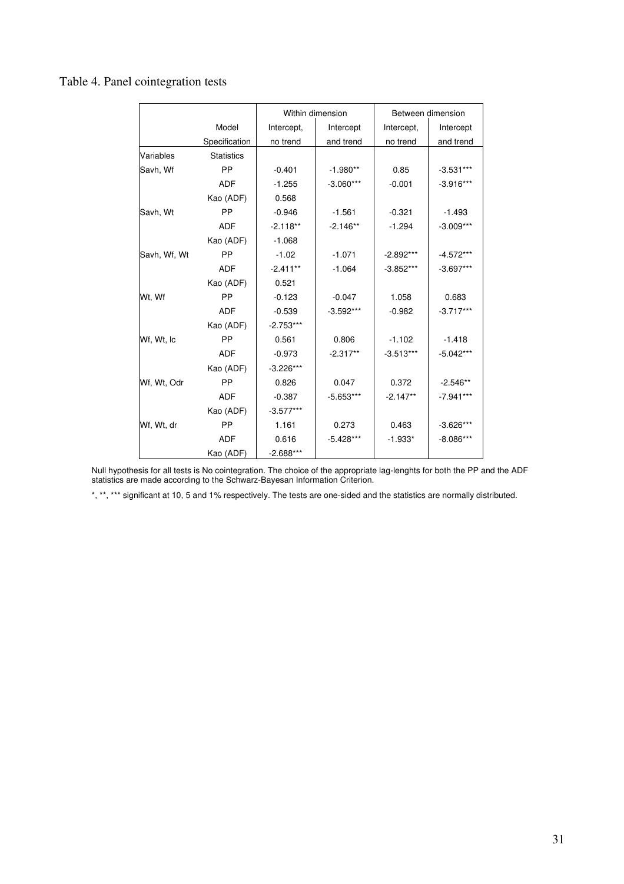Table 4. Panel cointegration tests

| | | Within dimension | | Between dimension | |
|---|---|---|---|---|---|
| | Model Specification | Intercept, no trend | Intercept and trend | Intercept, no trend | Intercept and trend |
| Variables | Statistics | | | | |
| Savh, Wf | PP | -0.401 | -1.980** | 0.85 | -3.531*** |
| | ADF | -1.255 | -3.060*** | -0.001 | -3.916*** |
| | Kao (ADF) | 0.568 | | | |
| Savh, Wt | PP | -0.946 | -1.561 | -0.321 | -1.493 |
| | ADF | -2.118** | -2.146** | -1.294 | -3.009*** |
| | Kao (ADF) | -1.068 | | | |
| Savh, Wf, Wt | PP | -1.02 | -1.071 | -2.892*** | -4.572*** |
| | ADF | -2.411** | -1.064 | -3.852*** | -3.697*** |
| | Kao (ADF) | 0.521 | | | |
| Wt, Wf | PP | -0.123 | -0.047 | 1.058 | 0.683 |
| | ADF | -0.539 | -3.592*** | -0.982 | -3.717*** |
| | Kao (ADF) | -2.753*** | | | |
| Wf, Wt, lc | PP | 0.561 | 0.806 | -1.102 | -1.418 |
| | ADF | -0.973 | -2.317** | -3.513*** | -5.042*** |
| | Kao (ADF) | -3.226*** | | | |
| Wf, Wt, Odr | PP | 0.826 | 0.047 | 0.372 | -2.546** |
| | ADF | -0.387 | -5.653*** | -2.147** | -7.941*** |
| | Kao (ADF) | -3.577*** | | | |
| Wf, Wt, dr | PP | 1.161 | 0.273 | 0.463 | -3.626*** |
| | ADF | 0.616 | -5.428*** | -1.933* | -8.086*** |
| | Kao (ADF) | -2.688*** | | | |

Null hypothesis for all tests is No cointegration. The choice of the appropriate lag-lenghts for both the PP and the ADF statistics are made according to the Schwarz-Bayesan Information Criterion.

*, **, *** significant at 10, 5 and 1% respectively. The tests are one-sided and the statistics are normally distributed.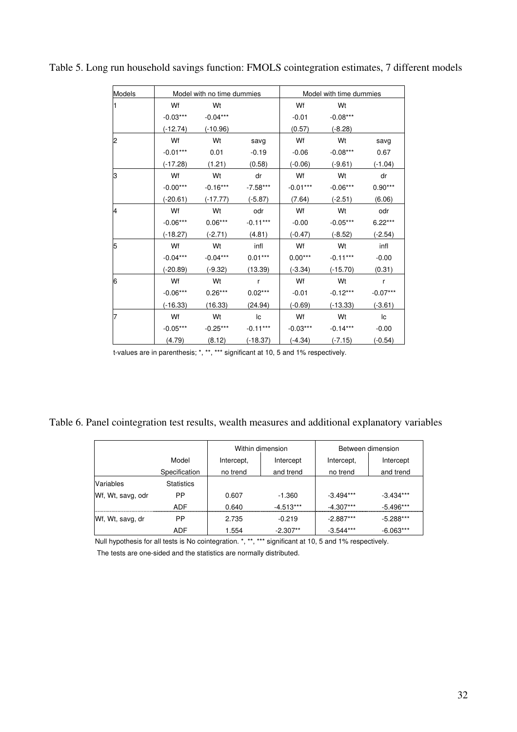Table 5. Long run household savings function: FMOLS cointegration estimates, 7 different models

| Models | Model with no time dummies | | | Model with time dummies | | |
|---|---|---|---|---|---|---|
| 1 | Wf | Wt | | Wf | Wt | |
| | -0.03*** | -0.04*** | | -0.01 | -0.08*** | |
| | (-12.74) | (-10.96) | | (0.57) | (-8.28) | |
| 2 | Wf | Wt | savg | Wf | Wt | savg |
| | -0.01*** | 0.01 | -0.19 | -0.06 | -0.08*** | 0.67 |
| | (-17.28) | (1.21) | (0.58) | (-0.06) | (-9.61) | (-1.04) |
| 3 | Wf | Wt | dr | Wf | Wt | dr |
| | -0.00*** | -0.16*** | -7.58*** | -0.01*** | -0.06*** | 0.90*** |
| | (-20.61) | (-17.77) | (-5.87) | (7.64) | (-2.51) | (6.06) |
| 4 | Wf | Wt | odr | Wf | Wt | odr |
| | -0.06*** | 0.06*** | -0.11*** | -0.00 | -0.05*** | 6.22*** |
| | (-18.27) | (-2.71) | (4.81) | (-0.47) | (-8.52) | (-2.54) |
| 5 | Wf | Wt | infl | Wf | Wt | infl |
| | -0.04*** | -0.04*** | 0.01*** | 0.00*** | -0.11*** | -0.00 |
| | (-20.89) | (-9.32) | (13.39) | (-3.34) | (-15.70) | (0.31) |
| 6 | Wf | Wt | r | Wf | Wt | r |
| | -0.06*** | 0.26*** | 0.02*** | -0.01 | -0.12*** | -0.07*** |
| | (-16.33) | (16.33) | (24.94) | (-0.69) | (-13.33) | (-3.61) |
| 7 | Wf | Wt | lc | Wf | Wt | lc |
| | -0.05*** | -0.25*** | -0.11*** | -0.03*** | -0.14*** | -0.00 |
| | (4.79) | (8.12) | (-18.37) | (-4.34) | (-7.15) | (-0.54) |

t-values are in parenthesis; *, **, *** significant at 10, 5 and 1% respectively.

Table 6. Panel cointegration test results, wealth measures and additional explanatory variables

| | Model Specification | Within dimension: Intercept, no trend | Within dimension: Intercept and trend | Between dimension: Intercept, no trend | Between dimension: Intercept and trend |
|---|---|---|---|---|---|
| Variables | Statistics | | | | |
| Wf, Wt, savg, odr | PP | 0.607 | -1.360 | -3.494*** | -3.434*** |
| | ADF | 0.640 | -4.513*** | -4.307*** | -5.496*** |
| Wf, Wt, savg, dr | PP | 2.735 | -0.219 | -2.887*** | -5.288*** |
| | ADF | 1.554 | -2.307** | -3.544*** | -6.063*** |

Null hypothesis for all tests is No cointegration. *, **, *** significant at 10, 5 and 1% respectively.
The tests are one-sided and the statistics are normally distributed.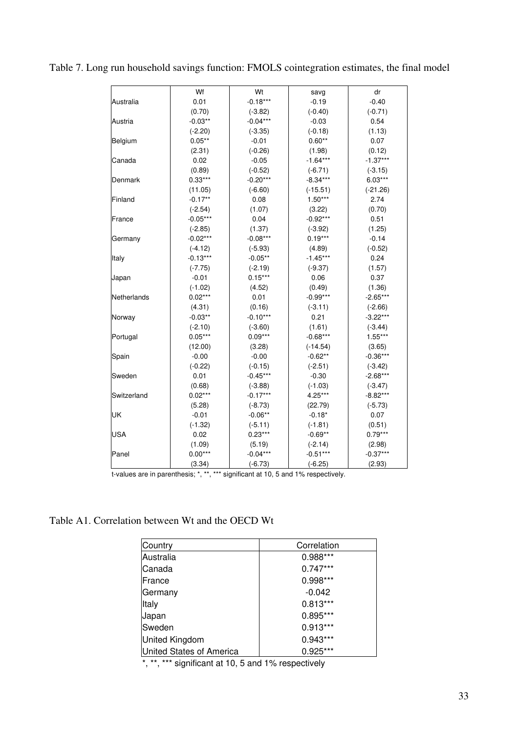Table 7. Long run household savings function: FMOLS cointegration estimates, the final model

| | Wf | Wt | savg | dr |
|---|---|---|---|---|
| Australia | 0.01 | -0.18*** | -0.19 | -0.40 |
| | (0.70) | (-3.82) | (-0.40) | (-0.71) |
| Austria | -0.03** | -0.04*** | -0.03 | 0.54 |
| | (-2.20) | (-3.35) | (-0.18) | (1.13) |
| Belgium | 0.05** | -0.01 | 0.60** | 0.07 |
| | (2.31) | (-0.26) | (1.98) | (0.12) |
| Canada | 0.02 | -0.05 | -1.64*** | -1.37*** |
| | (0.89) | (-0.52) | (-6.71) | (-3.15) |
| Denmark | 0.33*** | -0.20*** | -8.34*** | 6.03*** |
| | (11.05) | (-6.60) | (-15.51) | (-21.26) |
| Finland | -0.17** | 0.08 | 1.50*** | 2.74 |
| | (-2.54) | (1.07) | (3.22) | (0.70) |
| France | -0.05*** | 0.04 | -0.92*** | 0.51 |
| | (-2.85) | (1.37) | (-3.92) | (1.25) |
| Germany | -0.02*** | -0.08*** | 0.19*** | -0.14 |
| | (-4.12) | (-5.93) | (4.89) | (-0.52) |
| Italy | -0.13*** | -0.05** | -1.45*** | 0.24 |
| | (-7.75) | (-2.19) | (-9.37) | (1.57) |
| Japan | -0.01 | 0.15*** | 0.06 | 0.37 |
| | (-1.02) | (4.52) | (0.49) | (1.36) |
| Netherlands | 0.02*** | 0.01 | -0.99*** | -2.65*** |
| | (4.31) | (0.16) | (-3.11) | (-2.66) |
| Norway | -0.03** | -0.10*** | 0.21 | -3.22*** |
| | (-2.10) | (-3.60) | (1.61) | (-3.44) |
| Portugal | 0.05*** | 0.09*** | -0.68*** | 1.55*** |
| | (12.00) | (3.28) | (-14.54) | (3.65) |
| Spain | -0.00 | -0.00 | -0.62** | -0.36*** |
| | (-0.22) | (-0.15) | (-2.51) | (-3.42) |
| Sweden | 0.01 | -0.45*** | -0.30 | -2.68*** |
| | (0.68) | (-3.88) | (-1.03) | (-3.47) |
| Switzerland | 0.02*** | -0.17*** | 4.25*** | -8.82*** |
| | (5.28) | (-8.73) | (22.79) | (-5.73) |
| UK | -0.01 | -0.06** | -0.18* | 0.07 |
| | (-1.32) | (-5.11) | (-1.81) | (0.51) |
| USA | 0.02 | 0.23*** | -0.69** | 0.79*** |
| | (1.09) | (5.19) | (-2.14) | (2.98) |
| Panel | 0.00*** | -0.04*** | -0.51*** | -0.37*** |
| | (3.34) | (-6.73) | (-6.25) | (2.93) |

t-values are in parenthesis; *, **, *** significant at 10, 5 and 1% respectively.

Table A1. Correlation between Wt and the OECD Wt

| Country | Correlation |
|---|---|
| Australia | 0.988*** |
| Canada | 0.747*** |
| France | 0.998*** |
| Germany | -0.042 |
| Italy | 0.813*** |
| Japan | 0.895*** |
| Sweden | 0.913*** |
| United Kingdom | 0.943*** |
| United States of America | 0.925*** |

*, **, *** significant at 10, 5 and 1% respectively